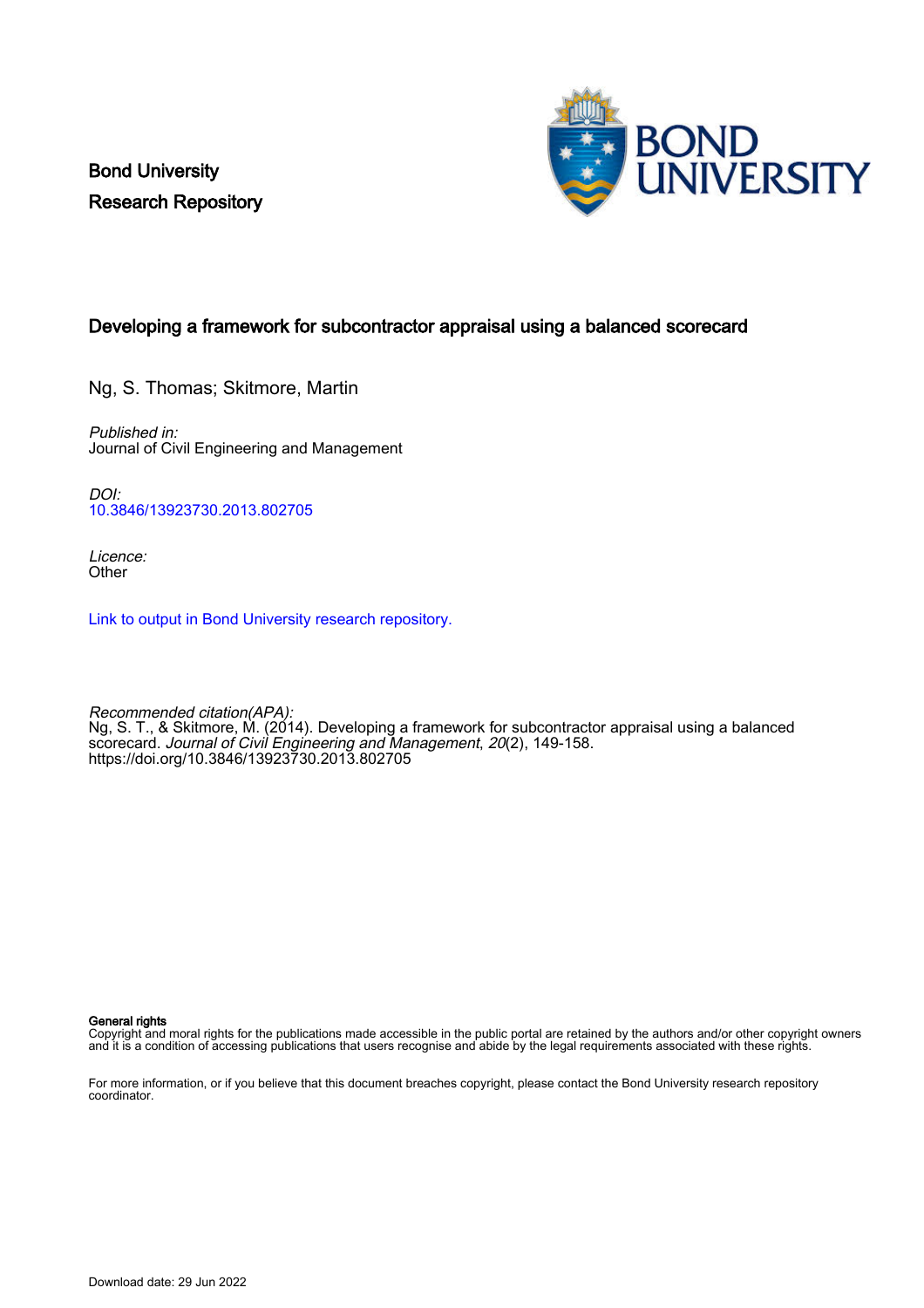Bond University
Research Repository

# Developing a framework for subcontractor appraisal using a balanced scorecard

Ng, S. Thomas; Skitmore, Martin

*Published in:*
Journal of Civil Engineering and Management

*DOI:*
10.3846/13923730.2013.802705

*Licence:*
Other

Link to output in Bond University research repository.

*Recommended citation(APA):*
Ng, S. T., & Skitmore, M. (2014). Developing a framework for subcontractor appraisal using a balanced scorecard. *Journal of Civil Engineering and Management*, *20*(2), 149-158.
https://doi.org/10.3846/13923730.2013.802705

**General rights**
Copyright and moral rights for the publications made accessible in the public portal are retained by the authors and/or other copyright owners and it is a condition of accessing publications that users recognise and abide by the legal requirements associated with these rights.

For more information, or if you believe that this document breaches copyright, please contact the Bond University research repository coordinator.

Download date: 29 Jun 2022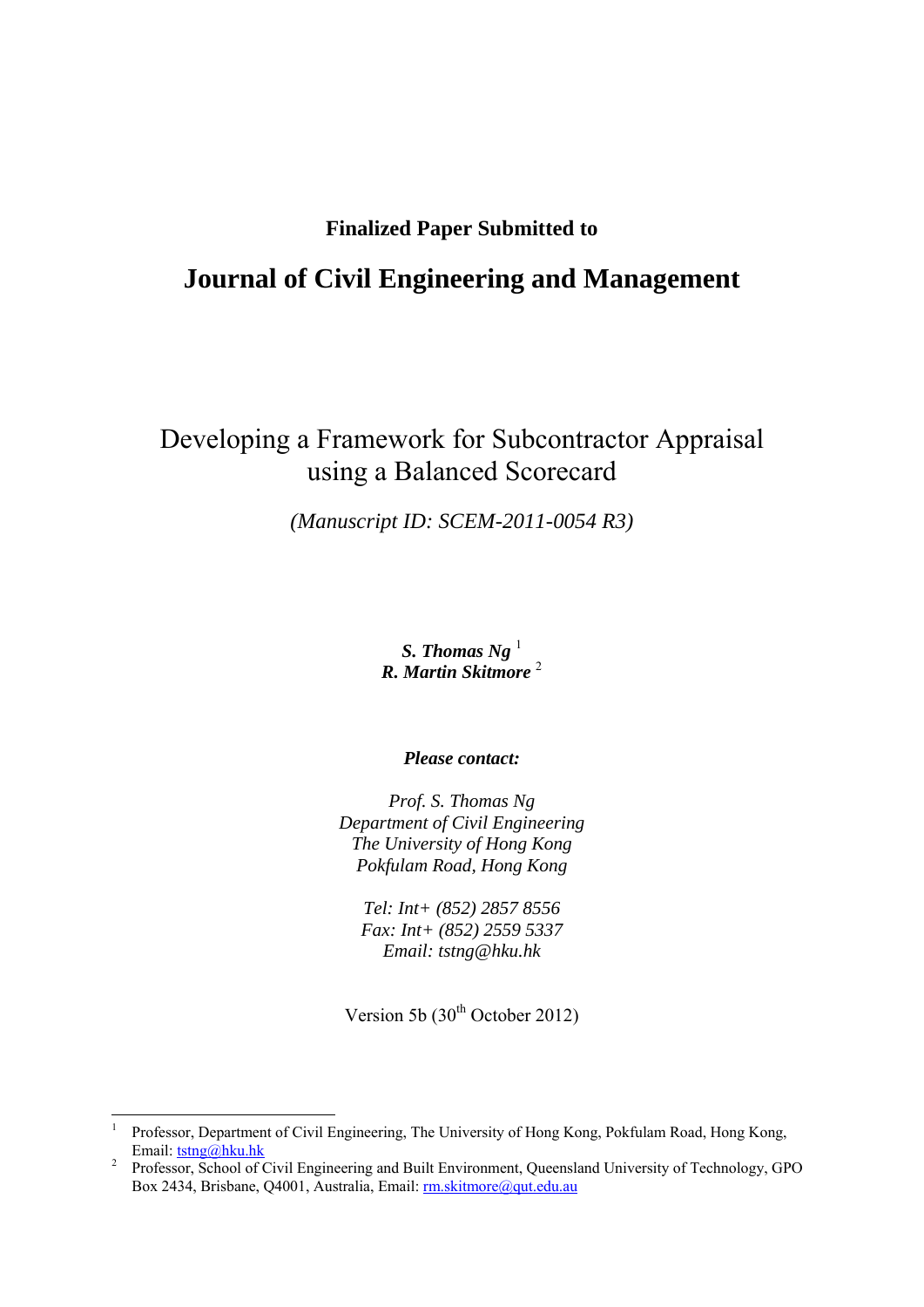**Finalized Paper Submitted to**

# Journal of Civil Engineering and Management

## Developing a Framework for Subcontractor Appraisal using a Balanced Scorecard

*(Manuscript ID: SCEM-2011-0054 R3)*

***S. Thomas Ng*** [1]
***R. Martin Skitmore*** [2]

***Please contact:***

*Prof. S. Thomas Ng*
*Department of Civil Engineering*
*The University of Hong Kong*
*Pokfulam Road, Hong Kong*

*Tel: Int+ (852) 2857 8556*
*Fax: Int+ (852) 2559 5337*
*Email: tstng@hku.hk*

Version 5b (30th October 2012)

---

[1] Professor, Department of Civil Engineering, The University of Hong Kong, Pokfulam Road, Hong Kong, Email: tstng@hku.hk

[2] Professor, School of Civil Engineering and Built Environment, Queensland University of Technology, GPO Box 2434, Brisbane, Q4001, Australia, Email: rm.skitmore@qut.edu.au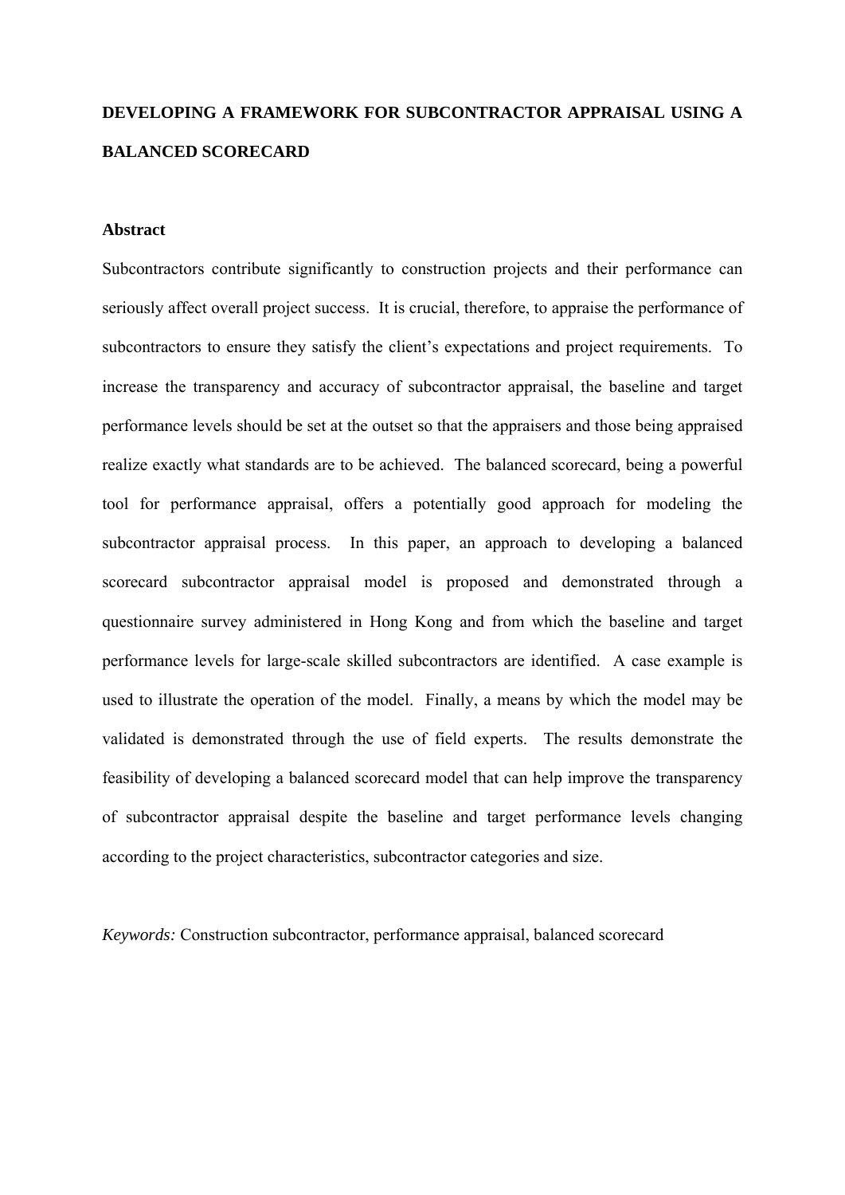# DEVELOPING A FRAMEWORK FOR SUBCONTRACTOR APPRAISAL USING A BALANCED SCORECARD

## Abstract

Subcontractors contribute significantly to construction projects and their performance can seriously affect overall project success. It is crucial, therefore, to appraise the performance of subcontractors to ensure they satisfy the client's expectations and project requirements. To increase the transparency and accuracy of subcontractor appraisal, the baseline and target performance levels should be set at the outset so that the appraisers and those being appraised realize exactly what standards are to be achieved. The balanced scorecard, being a powerful tool for performance appraisal, offers a potentially good approach for modeling the subcontractor appraisal process. In this paper, an approach to developing a balanced scorecard subcontractor appraisal model is proposed and demonstrated through a questionnaire survey administered in Hong Kong and from which the baseline and target performance levels for large-scale skilled subcontractors are identified. A case example is used to illustrate the operation of the model. Finally, a means by which the model may be validated is demonstrated through the use of field experts. The results demonstrate the feasibility of developing a balanced scorecard model that can help improve the transparency of subcontractor appraisal despite the baseline and target performance levels changing according to the project characteristics, subcontractor categories and size.

*Keywords:* Construction subcontractor, performance appraisal, balanced scorecard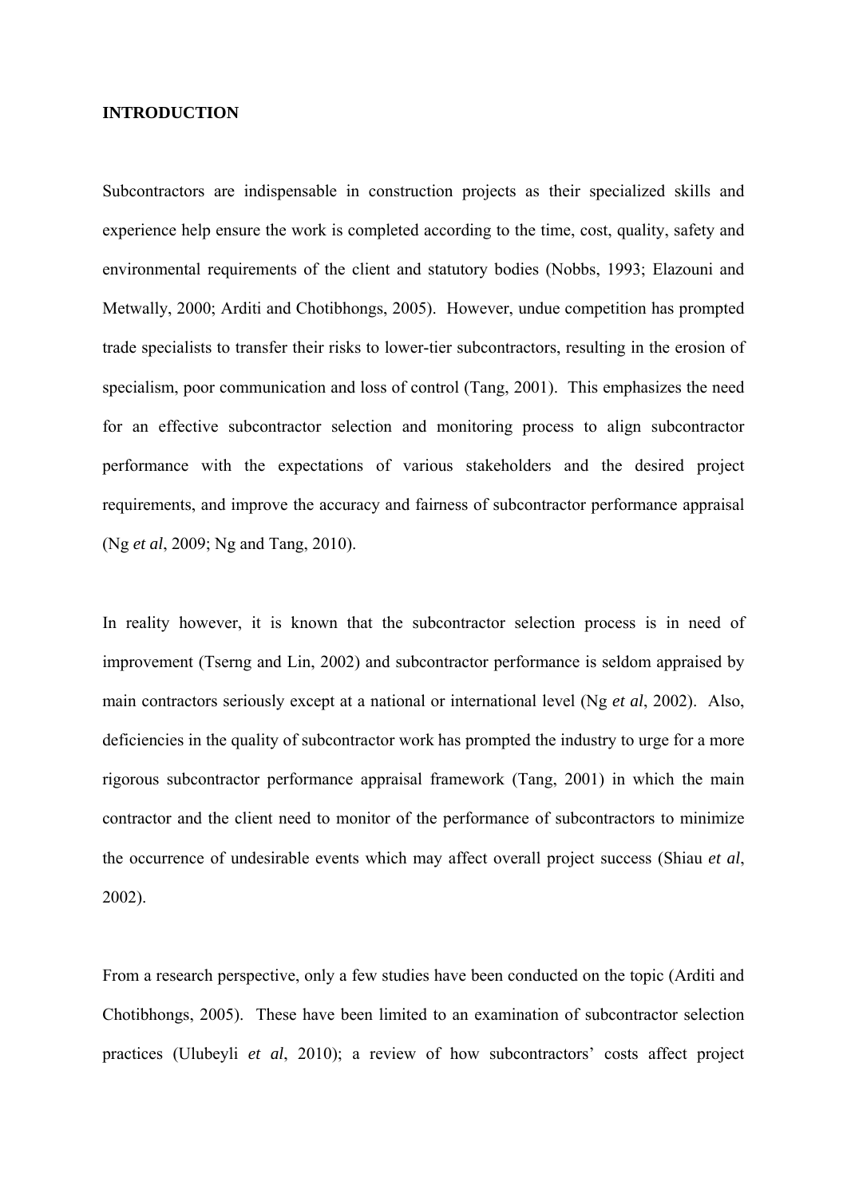**INTRODUCTION**

Subcontractors are indispensable in construction projects as their specialized skills and experience help ensure the work is completed according to the time, cost, quality, safety and environmental requirements of the client and statutory bodies (Nobbs, 1993; Elazouni and Metwally, 2000; Arditi and Chotibhongs, 2005). However, undue competition has prompted trade specialists to transfer their risks to lower-tier subcontractors, resulting in the erosion of specialism, poor communication and loss of control (Tang, 2001). This emphasizes the need for an effective subcontractor selection and monitoring process to align subcontractor performance with the expectations of various stakeholders and the desired project requirements, and improve the accuracy and fairness of subcontractor performance appraisal (Ng *et al*, 2009; Ng and Tang, 2010).

In reality however, it is known that the subcontractor selection process is in need of improvement (Tserng and Lin, 2002) and subcontractor performance is seldom appraised by main contractors seriously except at a national or international level (Ng *et al*, 2002). Also, deficiencies in the quality of subcontractor work has prompted the industry to urge for a more rigorous subcontractor performance appraisal framework (Tang, 2001) in which the main contractor and the client need to monitor of the performance of subcontractors to minimize the occurrence of undesirable events which may affect overall project success (Shiau *et al*, 2002).

From a research perspective, only a few studies have been conducted on the topic (Arditi and Chotibhongs, 2005). These have been limited to an examination of subcontractor selection practices (Ulubeyli *et al*, 2010); a review of how subcontractors' costs affect project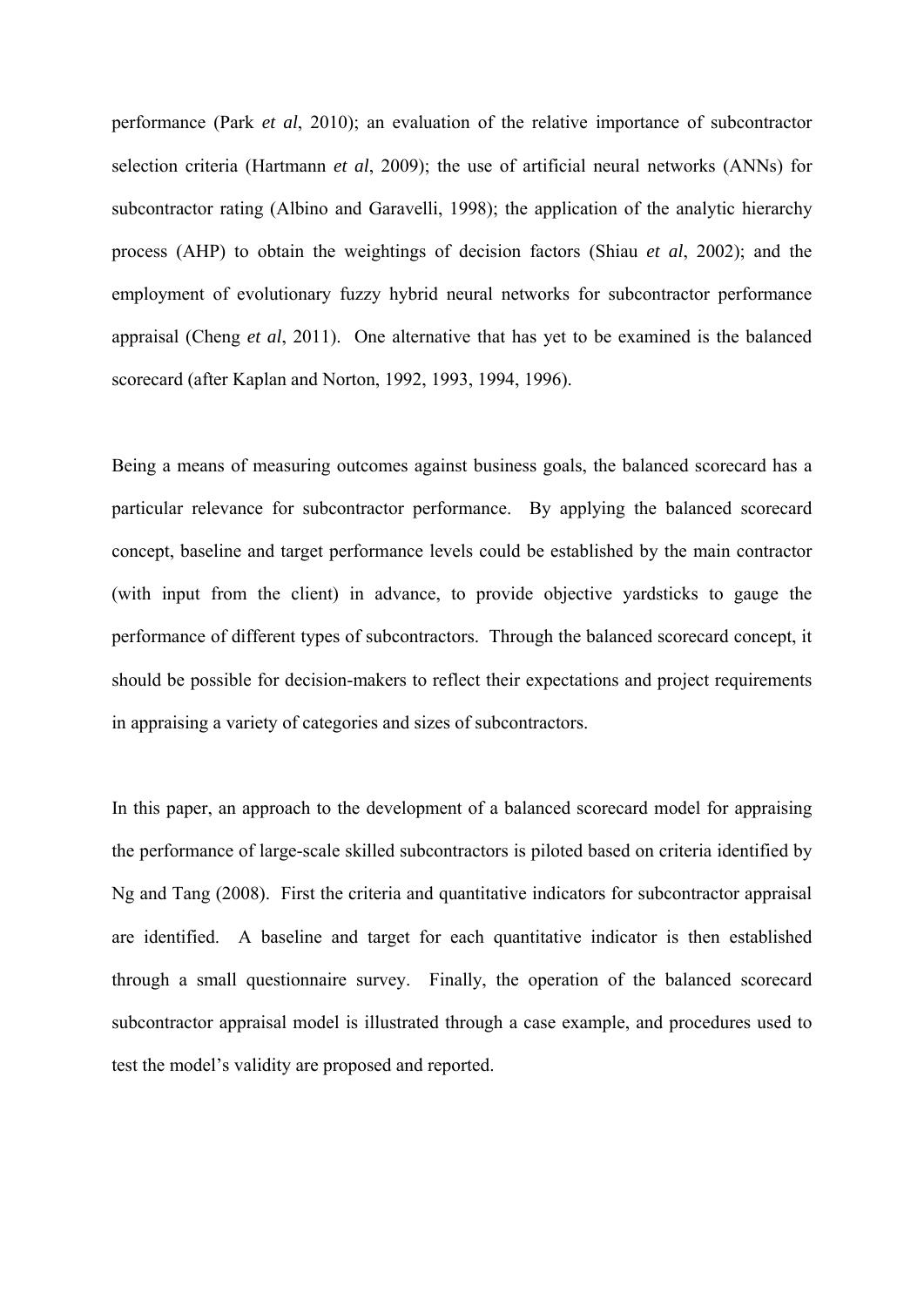performance (Park *et al*, 2010); an evaluation of the relative importance of subcontractor selection criteria (Hartmann *et al*, 2009); the use of artificial neural networks (ANNs) for subcontractor rating (Albino and Garavelli, 1998); the application of the analytic hierarchy process (AHP) to obtain the weightings of decision factors (Shiau *et al*, 2002); and the employment of evolutionary fuzzy hybrid neural networks for subcontractor performance appraisal (Cheng *et al*, 2011). One alternative that has yet to be examined is the balanced scorecard (after Kaplan and Norton, 1992, 1993, 1994, 1996).

Being a means of measuring outcomes against business goals, the balanced scorecard has a particular relevance for subcontractor performance. By applying the balanced scorecard concept, baseline and target performance levels could be established by the main contractor (with input from the client) in advance, to provide objective yardsticks to gauge the performance of different types of subcontractors. Through the balanced scorecard concept, it should be possible for decision-makers to reflect their expectations and project requirements in appraising a variety of categories and sizes of subcontractors.

In this paper, an approach to the development of a balanced scorecard model for appraising the performance of large-scale skilled subcontractors is piloted based on criteria identified by Ng and Tang (2008). First the criteria and quantitative indicators for subcontractor appraisal are identified. A baseline and target for each quantitative indicator is then established through a small questionnaire survey. Finally, the operation of the balanced scorecard subcontractor appraisal model is illustrated through a case example, and procedures used to test the model's validity are proposed and reported.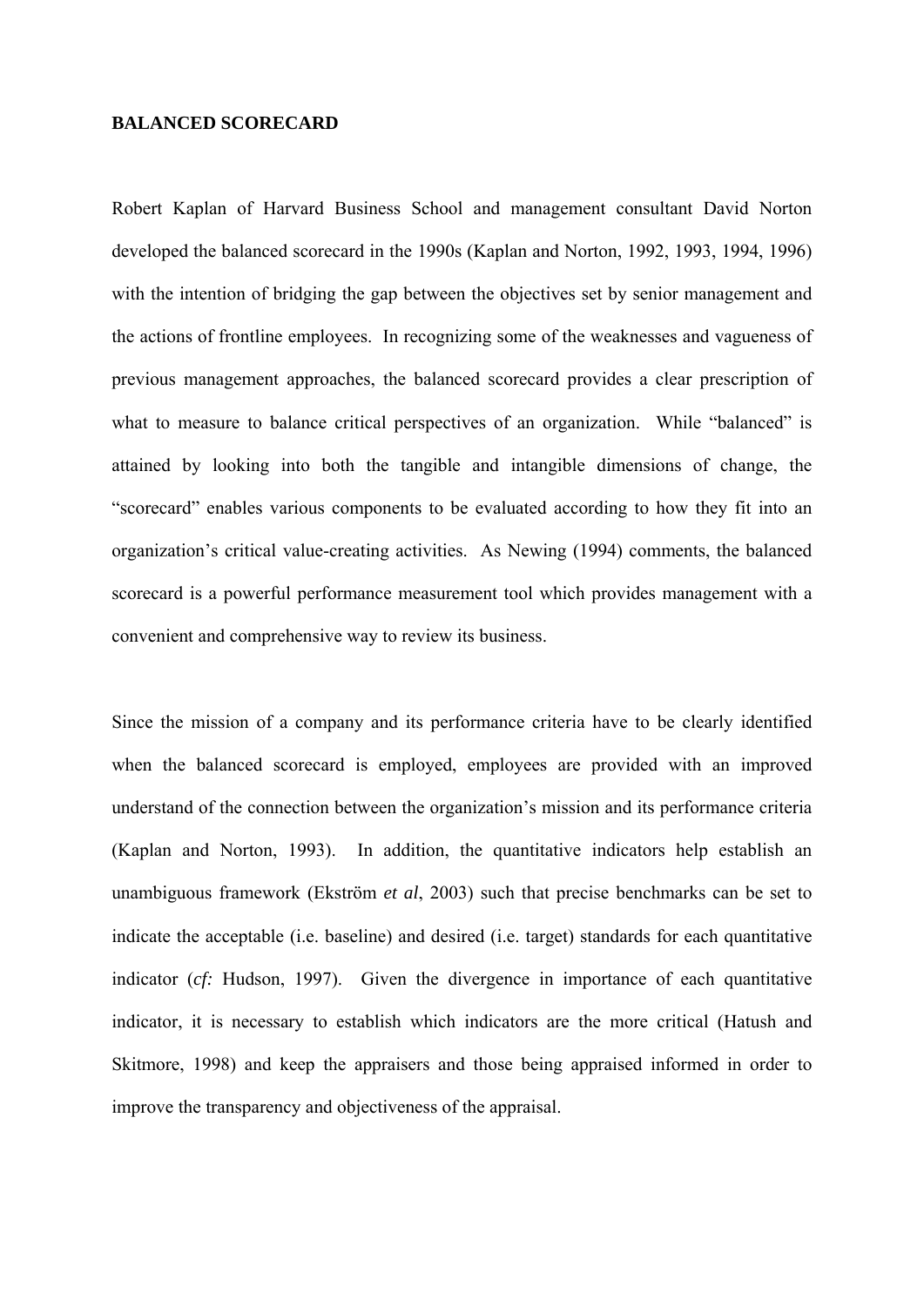**BALANCED SCORECARD**

Robert Kaplan of Harvard Business School and management consultant David Norton developed the balanced scorecard in the 1990s (Kaplan and Norton, 1992, 1993, 1994, 1996) with the intention of bridging the gap between the objectives set by senior management and the actions of frontline employees. In recognizing some of the weaknesses and vagueness of previous management approaches, the balanced scorecard provides a clear prescription of what to measure to balance critical perspectives of an organization. While "balanced" is attained by looking into both the tangible and intangible dimensions of change, the "scorecard" enables various components to be evaluated according to how they fit into an organization's critical value-creating activities. As Newing (1994) comments, the balanced scorecard is a powerful performance measurement tool which provides management with a convenient and comprehensive way to review its business.

Since the mission of a company and its performance criteria have to be clearly identified when the balanced scorecard is employed, employees are provided with an improved understand of the connection between the organization's mission and its performance criteria (Kaplan and Norton, 1993). In addition, the quantitative indicators help establish an unambiguous framework (Ekström *et al*, 2003) such that precise benchmarks can be set to indicate the acceptable (i.e. baseline) and desired (i.e. target) standards for each quantitative indicator (*cf:* Hudson, 1997). Given the divergence in importance of each quantitative indicator, it is necessary to establish which indicators are the more critical (Hatush and Skitmore, 1998) and keep the appraisers and those being appraised informed in order to improve the transparency and objectiveness of the appraisal.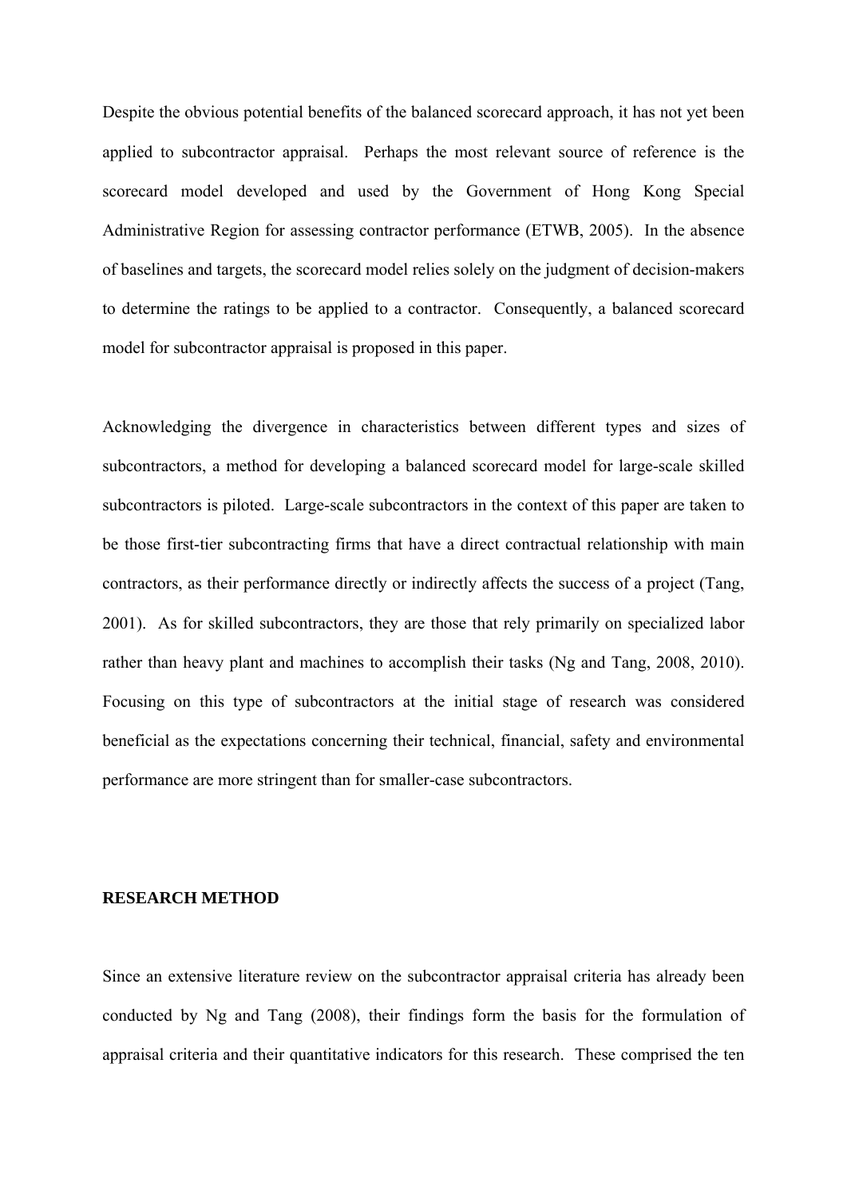Despite the obvious potential benefits of the balanced scorecard approach, it has not yet been applied to subcontractor appraisal. Perhaps the most relevant source of reference is the scorecard model developed and used by the Government of Hong Kong Special Administrative Region for assessing contractor performance (ETWB, 2005). In the absence of baselines and targets, the scorecard model relies solely on the judgment of decision-makers to determine the ratings to be applied to a contractor. Consequently, a balanced scorecard model for subcontractor appraisal is proposed in this paper.

Acknowledging the divergence in characteristics between different types and sizes of subcontractors, a method for developing a balanced scorecard model for large-scale skilled subcontractors is piloted. Large-scale subcontractors in the context of this paper are taken to be those first-tier subcontracting firms that have a direct contractual relationship with main contractors, as their performance directly or indirectly affects the success of a project (Tang, 2001). As for skilled subcontractors, they are those that rely primarily on specialized labor rather than heavy plant and machines to accomplish their tasks (Ng and Tang, 2008, 2010). Focusing on this type of subcontractors at the initial stage of research was considered beneficial as the expectations concerning their technical, financial, safety and environmental performance are more stringent than for smaller-case subcontractors.

## RESEARCH METHOD

Since an extensive literature review on the subcontractor appraisal criteria has already been conducted by Ng and Tang (2008), their findings form the basis for the formulation of appraisal criteria and their quantitative indicators for this research. These comprised the ten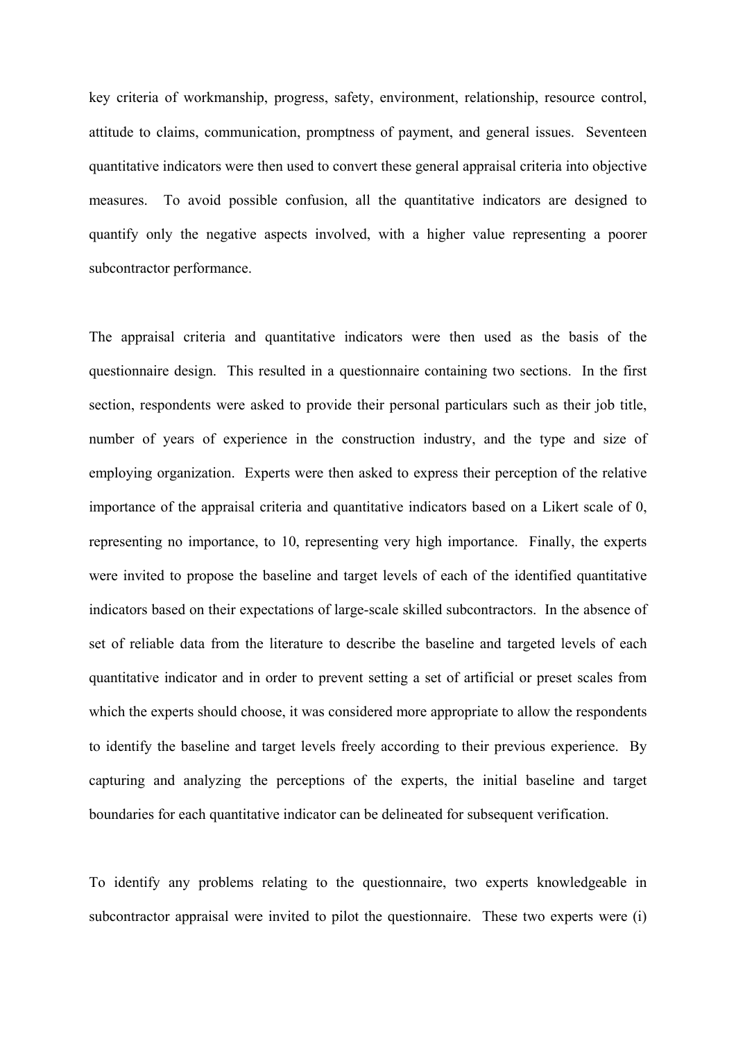key criteria of workmanship, progress, safety, environment, relationship, resource control, attitude to claims, communication, promptness of payment, and general issues. Seventeen quantitative indicators were then used to convert these general appraisal criteria into objective measures. To avoid possible confusion, all the quantitative indicators are designed to quantify only the negative aspects involved, with a higher value representing a poorer subcontractor performance.

The appraisal criteria and quantitative indicators were then used as the basis of the questionnaire design. This resulted in a questionnaire containing two sections. In the first section, respondents were asked to provide their personal particulars such as their job title, number of years of experience in the construction industry, and the type and size of employing organization. Experts were then asked to express their perception of the relative importance of the appraisal criteria and quantitative indicators based on a Likert scale of 0, representing no importance, to 10, representing very high importance. Finally, the experts were invited to propose the baseline and target levels of each of the identified quantitative indicators based on their expectations of large-scale skilled subcontractors. In the absence of set of reliable data from the literature to describe the baseline and targeted levels of each quantitative indicator and in order to prevent setting a set of artificial or preset scales from which the experts should choose, it was considered more appropriate to allow the respondents to identify the baseline and target levels freely according to their previous experience. By capturing and analyzing the perceptions of the experts, the initial baseline and target boundaries for each quantitative indicator can be delineated for subsequent verification.

To identify any problems relating to the questionnaire, two experts knowledgeable in subcontractor appraisal were invited to pilot the questionnaire. These two experts were (i)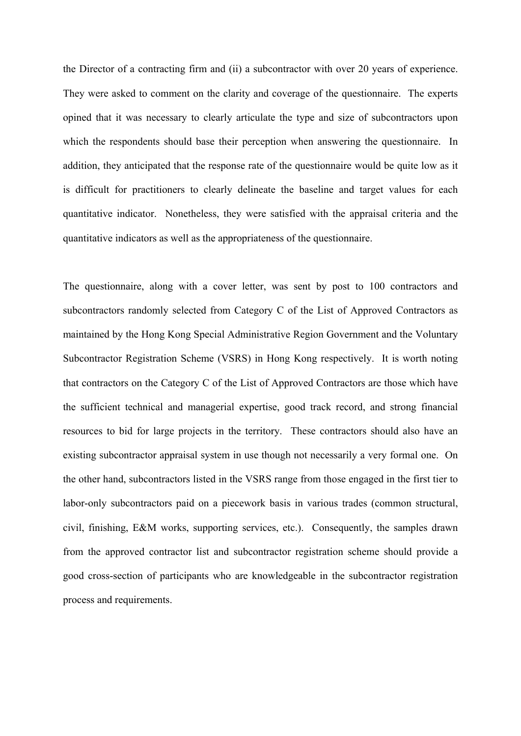the Director of a contracting firm and (ii) a subcontractor with over 20 years of experience. They were asked to comment on the clarity and coverage of the questionnaire. The experts opined that it was necessary to clearly articulate the type and size of subcontractors upon which the respondents should base their perception when answering the questionnaire. In addition, they anticipated that the response rate of the questionnaire would be quite low as it is difficult for practitioners to clearly delineate the baseline and target values for each quantitative indicator. Nonetheless, they were satisfied with the appraisal criteria and the quantitative indicators as well as the appropriateness of the questionnaire.

The questionnaire, along with a cover letter, was sent by post to 100 contractors and subcontractors randomly selected from Category C of the List of Approved Contractors as maintained by the Hong Kong Special Administrative Region Government and the Voluntary Subcontractor Registration Scheme (VSRS) in Hong Kong respectively. It is worth noting that contractors on the Category C of the List of Approved Contractors are those which have the sufficient technical and managerial expertise, good track record, and strong financial resources to bid for large projects in the territory. These contractors should also have an existing subcontractor appraisal system in use though not necessarily a very formal one. On the other hand, subcontractors listed in the VSRS range from those engaged in the first tier to labor-only subcontractors paid on a piecework basis in various trades (common structural, civil, finishing, E&M works, supporting services, etc.). Consequently, the samples drawn from the approved contractor list and subcontractor registration scheme should provide a good cross-section of participants who are knowledgeable in the subcontractor registration process and requirements.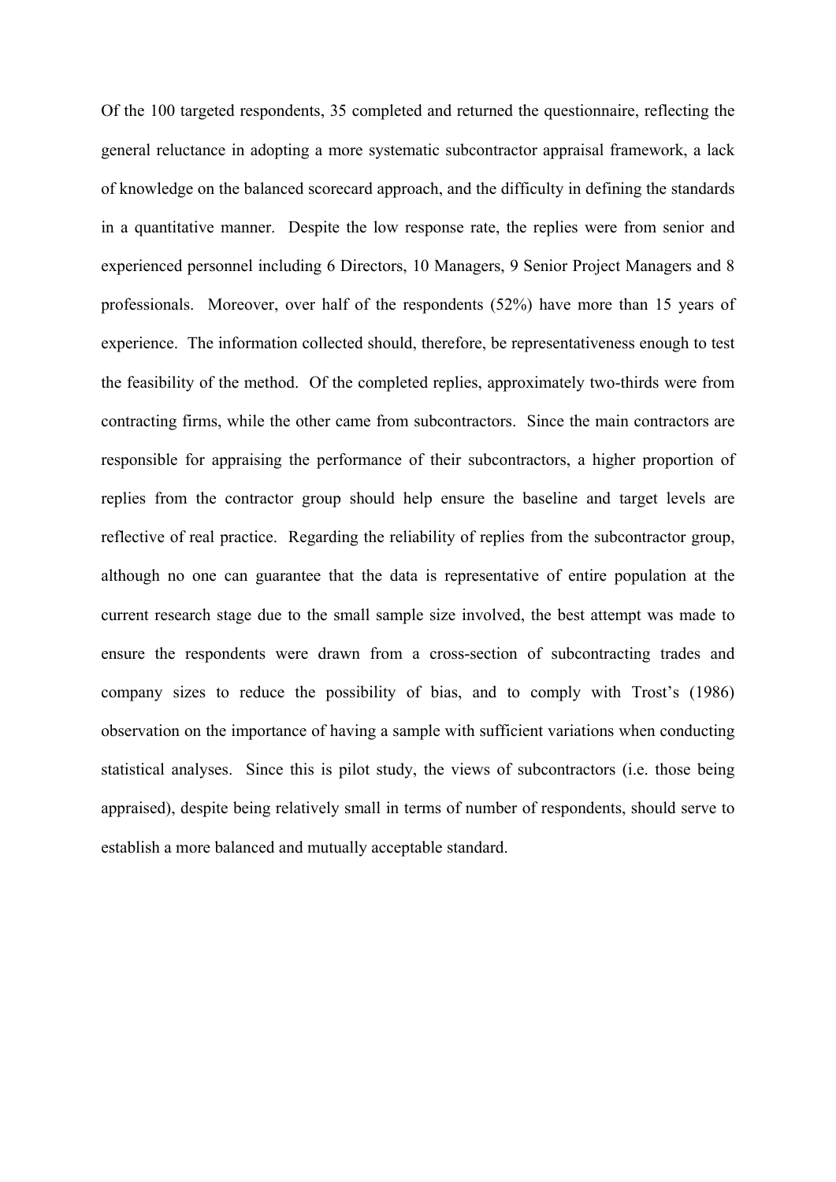Of the 100 targeted respondents, 35 completed and returned the questionnaire, reflecting the general reluctance in adopting a more systematic subcontractor appraisal framework, a lack of knowledge on the balanced scorecard approach, and the difficulty in defining the standards in a quantitative manner. Despite the low response rate, the replies were from senior and experienced personnel including 6 Directors, 10 Managers, 9 Senior Project Managers and 8 professionals. Moreover, over half of the respondents (52%) have more than 15 years of experience. The information collected should, therefore, be representativeness enough to test the feasibility of the method. Of the completed replies, approximately two-thirds were from contracting firms, while the other came from subcontractors. Since the main contractors are responsible for appraising the performance of their subcontractors, a higher proportion of replies from the contractor group should help ensure the baseline and target levels are reflective of real practice. Regarding the reliability of replies from the subcontractor group, although no one can guarantee that the data is representative of entire population at the current research stage due to the small sample size involved, the best attempt was made to ensure the respondents were drawn from a cross-section of subcontracting trades and company sizes to reduce the possibility of bias, and to comply with Trost's (1986) observation on the importance of having a sample with sufficient variations when conducting statistical analyses. Since this is pilot study, the views of subcontractors (i.e. those being appraised), despite being relatively small in terms of number of respondents, should serve to establish a more balanced and mutually acceptable standard.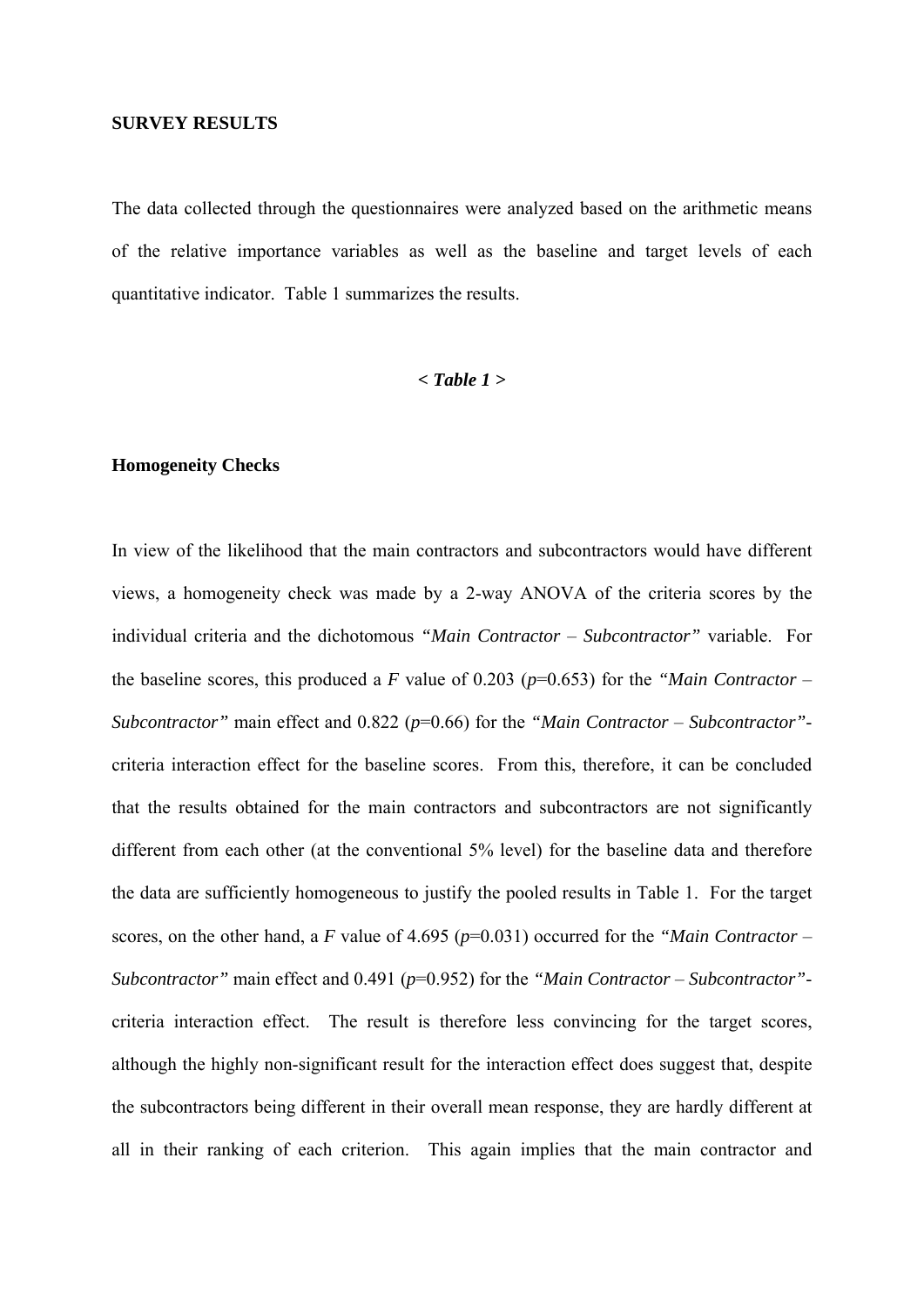## SURVEY RESULTS

The data collected through the questionnaires were analyzed based on the arithmetic means of the relative importance variables as well as the baseline and target levels of each quantitative indicator. Table 1 summarizes the results.

***< Table 1 >***

### Homogeneity Checks

In view of the likelihood that the main contractors and subcontractors would have different views, a homogeneity check was made by a 2-way ANOVA of the criteria scores by the individual criteria and the dichotomous *"Main Contractor – Subcontractor"* variable. For the baseline scores, this produced a $F$ value of 0.203 ($p$=0.653) for the *"Main Contractor – Subcontractor"* main effect and 0.822 ($p$=0.66) for the *"Main Contractor – Subcontractor"*-criteria interaction effect for the baseline scores. From this, therefore, it can be concluded that the results obtained for the main contractors and subcontractors are not significantly different from each other (at the conventional 5% level) for the baseline data and therefore the data are sufficiently homogeneous to justify the pooled results in Table 1. For the target scores, on the other hand, a $F$ value of 4.695 ($p$=0.031) occurred for the *"Main Contractor – Subcontractor"* main effect and 0.491 ($p$=0.952) for the *"Main Contractor – Subcontractor"*-criteria interaction effect. The result is therefore less convincing for the target scores, although the highly non-significant result for the interaction effect does suggest that, despite the subcontractors being different in their overall mean response, they are hardly different at all in their ranking of each criterion. This again implies that the main contractor and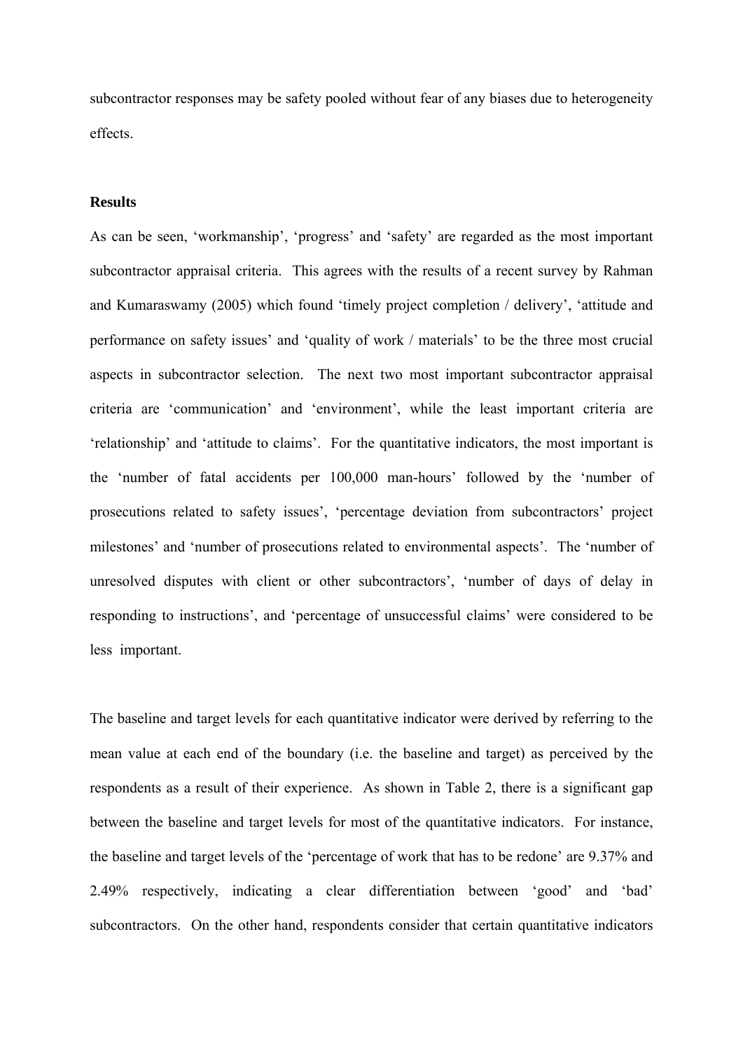subcontractor responses may be safety pooled without fear of any biases due to heterogeneity effects.

**Results**

As can be seen, 'workmanship', 'progress' and 'safety' are regarded as the most important subcontractor appraisal criteria. This agrees with the results of a recent survey by Rahman and Kumaraswamy (2005) which found 'timely project completion / delivery', 'attitude and performance on safety issues' and 'quality of work / materials' to be the three most crucial aspects in subcontractor selection. The next two most important subcontractor appraisal criteria are 'communication' and 'environment', while the least important criteria are 'relationship' and 'attitude to claims'. For the quantitative indicators, the most important is the 'number of fatal accidents per 100,000 man-hours' followed by the 'number of prosecutions related to safety issues', 'percentage deviation from subcontractors' project milestones' and 'number of prosecutions related to environmental aspects'. The 'number of unresolved disputes with client or other subcontractors', 'number of days of delay in responding to instructions', and 'percentage of unsuccessful claims' were considered to be less important.

The baseline and target levels for each quantitative indicator were derived by referring to the mean value at each end of the boundary (i.e. the baseline and target) as perceived by the respondents as a result of their experience. As shown in Table 2, there is a significant gap between the baseline and target levels for most of the quantitative indicators. For instance, the baseline and target levels of the 'percentage of work that has to be redone' are 9.37% and 2.49% respectively, indicating a clear differentiation between 'good' and 'bad' subcontractors. On the other hand, respondents consider that certain quantitative indicators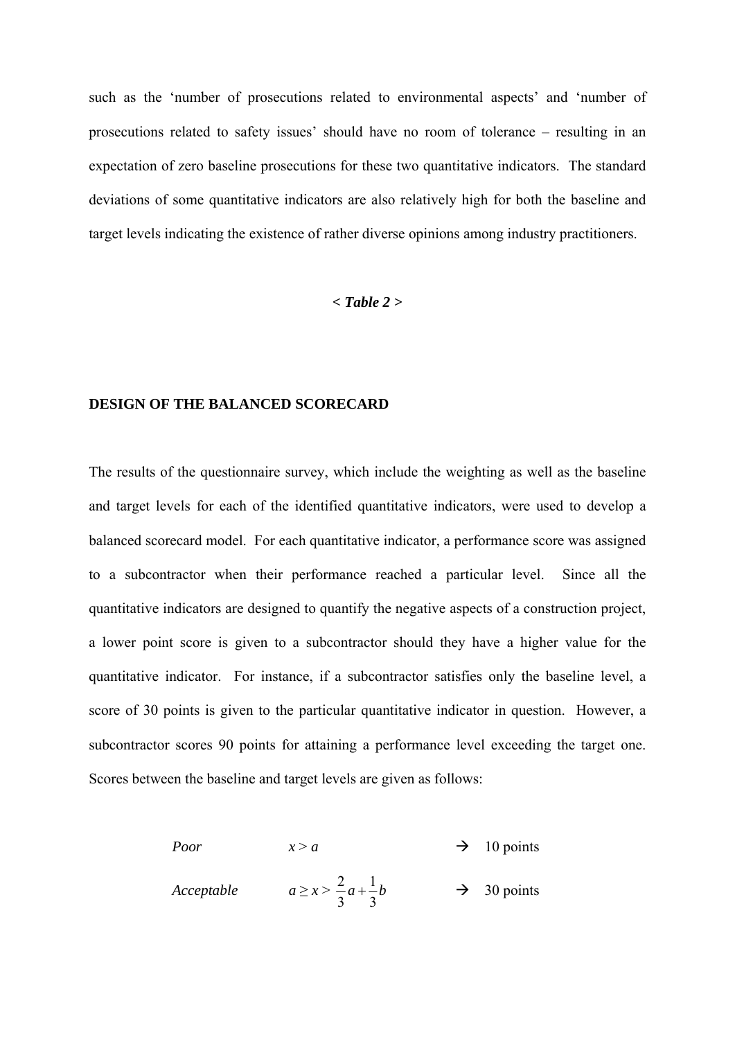such as the 'number of prosecutions related to environmental aspects' and 'number of prosecutions related to safety issues' should have no room of tolerance – resulting in an expectation of zero baseline prosecutions for these two quantitative indicators. The standard deviations of some quantitative indicators are also relatively high for both the baseline and target levels indicating the existence of rather diverse opinions among industry practitioners.

***< Table 2 >***

**DESIGN OF THE BALANCED SCORECARD**

The results of the questionnaire survey, which include the weighting as well as the baseline and target levels for each of the identified quantitative indicators, were used to develop a balanced scorecard model. For each quantitative indicator, a performance score was assigned to a subcontractor when their performance reached a particular level. Since all the quantitative indicators are designed to quantify the negative aspects of a construction project, a lower point score is given to a subcontractor should they have a higher value for the quantitative indicator. For instance, if a subcontractor satisfies only the baseline level, a score of 30 points is given to the particular quantitative indicator in question. However, a subcontractor scores 90 points for attaining a performance level exceeding the target one. Scores between the baseline and target levels are given as follows:

*Poor* $x > a$ → 10 points

*Acceptable* $a \geq x > \frac{2}{3}a + \frac{1}{3}b$ → 30 points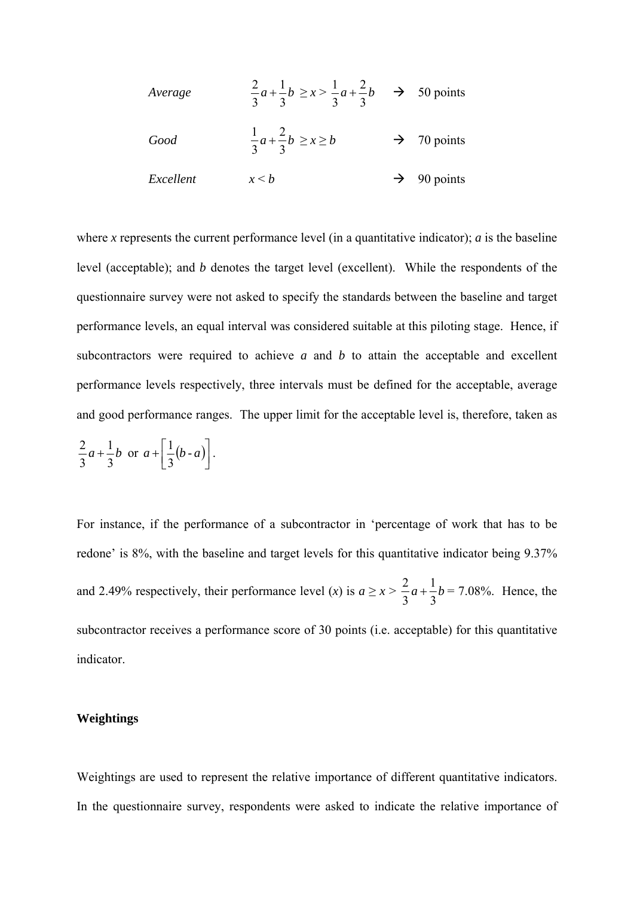| | | | |
|---|---|---|---|
| *Average* | $\frac{2}{3}a + \frac{1}{3}b \geq x > \frac{1}{3}a + \frac{2}{3}b$ | → | 50 points |
| *Good* | $\frac{1}{3}a + \frac{2}{3}b \geq x \geq b$ | → | 70 points |
| *Excellent* | $x < b$ | → | 90 points |

where $x$ represents the current performance level (in a quantitative indicator); $a$ is the baseline level (acceptable); and $b$ denotes the target level (excellent). While the respondents of the questionnaire survey were not asked to specify the standards between the baseline and target performance levels, an equal interval was considered suitable at this piloting stage. Hence, if subcontractors were required to achieve $a$ and $b$ to attain the acceptable and excellent performance levels respectively, three intervals must be defined for the acceptable, average and good performance ranges. The upper limit for the acceptable level is, therefore, taken as $\frac{2}{3}a + \frac{1}{3}b$ or $a + \left[\frac{1}{3}(b - a)\right]$.

For instance, if the performance of a subcontractor in 'percentage of work that has to be redone' is 8%, with the baseline and target levels for this quantitative indicator being 9.37% and 2.49% respectively, their performance level ($x$) is $a \geq x > \frac{2}{3}a + \frac{1}{3}b$ = 7.08%. Hence, the subcontractor receives a performance score of 30 points (i.e. acceptable) for this quantitative indicator.

**Weightings**

Weightings are used to represent the relative importance of different quantitative indicators. In the questionnaire survey, respondents were asked to indicate the relative importance of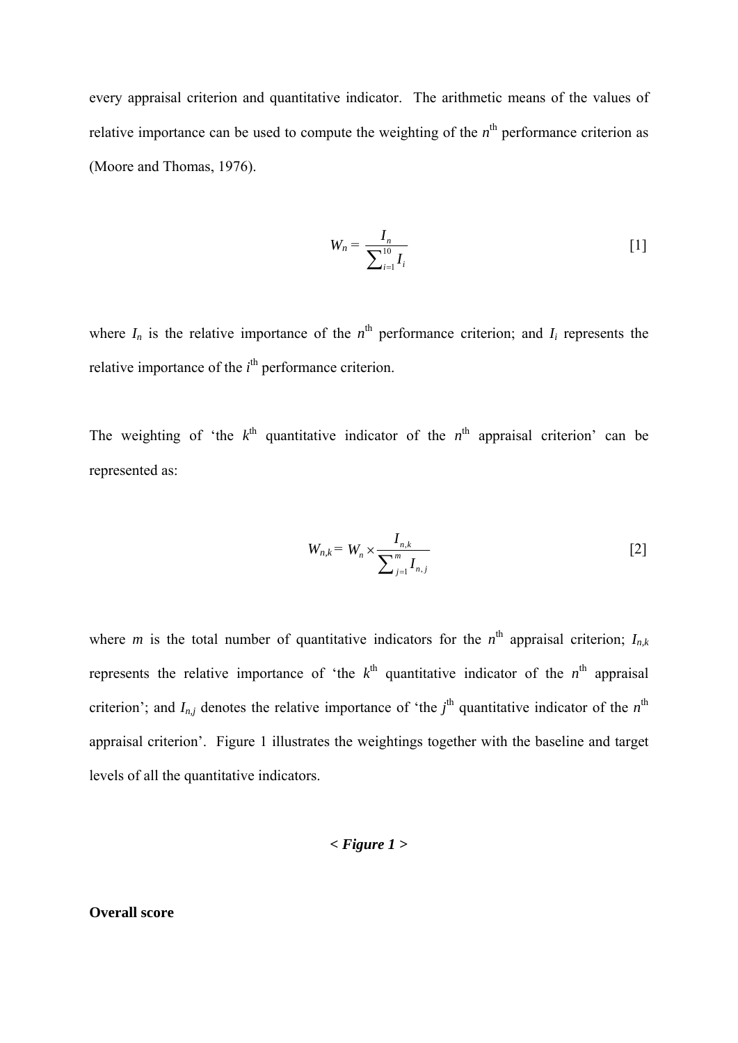every appraisal criterion and quantitative indicator. The arithmetic means of the values of relative importance can be used to compute the weighting of the $n^{th}$ performance criterion as (Moore and Thomas, 1976).

$$W_n = \frac{I_n}{\sum_{i=1}^{10} I_i} \tag{1}$$

where $I_n$ is the relative importance of the $n^{th}$ performance criterion; and $I_i$ represents the relative importance of the $i^{th}$ performance criterion.

The weighting of 'the $k^{th}$ quantitative indicator of the $n^{th}$ appraisal criterion' can be represented as:

$$W_{n,k} = W_n \times \frac{I_{n,k}}{\sum_{j=1}^{m} I_{n,j}} \tag{2}$$

where $m$ is the total number of quantitative indicators for the $n^{th}$ appraisal criterion; $I_{n,k}$ represents the relative importance of 'the $k^{th}$ quantitative indicator of the $n^{th}$ appraisal criterion'; and $I_{n,j}$ denotes the relative importance of 'the $j^{th}$ quantitative indicator of the $n^{th}$ appraisal criterion'. Figure 1 illustrates the weightings together with the baseline and target levels of all the quantitative indicators.

***< Figure 1 >***

**Overall score**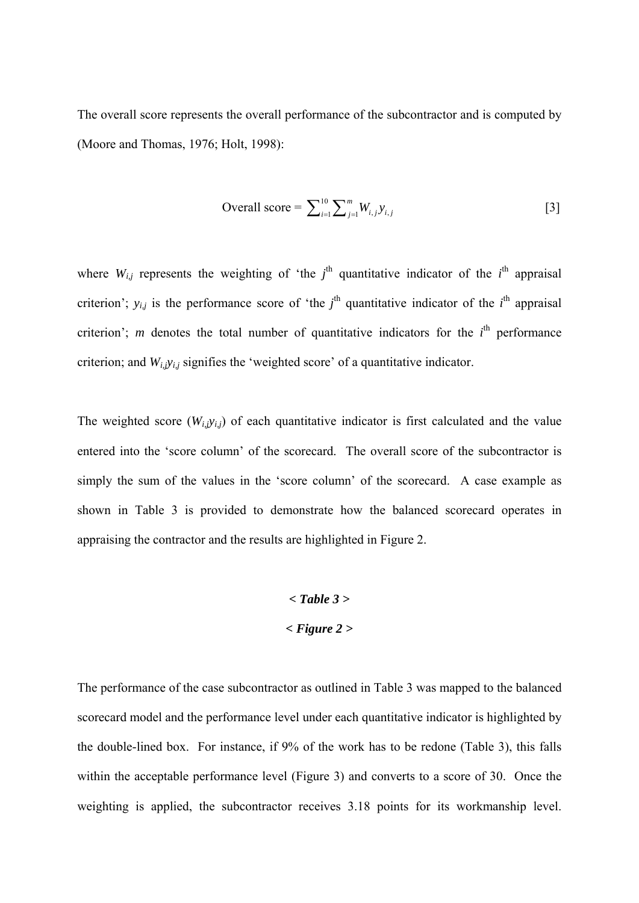The overall score represents the overall performance of the subcontractor and is computed by (Moore and Thomas, 1976; Holt, 1998):

$$\text{Overall score} = \sum_{i=1}^{10} \sum_{j=1}^{m} W_{i,j} y_{i,j} \qquad [3]$$

where $W_{i,j}$ represents the weighting of 'the $j^{th}$ quantitative indicator of the $i^{th}$ appraisal criterion'; $y_{i,j}$ is the performance score of 'the $j^{th}$ quantitative indicator of the $i^{th}$ appraisal criterion'; $m$ denotes the total number of quantitative indicators for the $i^{th}$ performance criterion; and $W_{i,j}y_{i,j}$ signifies the 'weighted score' of a quantitative indicator.

The weighted score ($W_{i,j}y_{i,j}$) of each quantitative indicator is first calculated and the value entered into the 'score column' of the scorecard. The overall score of the subcontractor is simply the sum of the values in the 'score column' of the scorecard. A case example as shown in Table 3 is provided to demonstrate how the balanced scorecard operates in appraising the contractor and the results are highlighted in Figure 2.

***< Table 3 >***

***< Figure 2 >***

The performance of the case subcontractor as outlined in Table 3 was mapped to the balanced scorecard model and the performance level under each quantitative indicator is highlighted by the double-lined box. For instance, if 9% of the work has to be redone (Table 3), this falls within the acceptable performance level (Figure 3) and converts to a score of 30. Once the weighting is applied, the subcontractor receives 3.18 points for its workmanship level.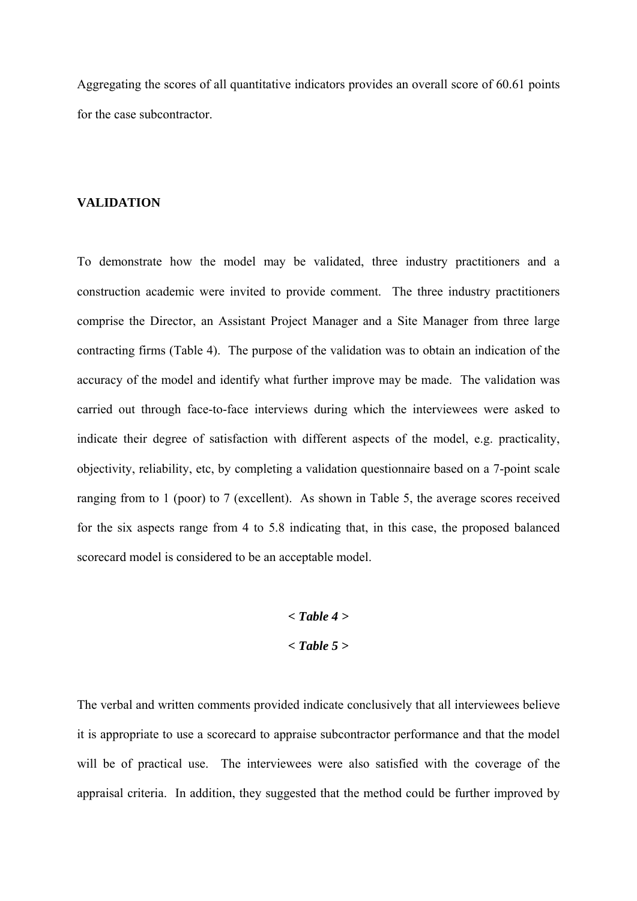Aggregating the scores of all quantitative indicators provides an overall score of 60.61 points for the case subcontractor.

## VALIDATION

To demonstrate how the model may be validated, three industry practitioners and a construction academic were invited to provide comment. The three industry practitioners comprise the Director, an Assistant Project Manager and a Site Manager from three large contracting firms (Table 4). The purpose of the validation was to obtain an indication of the accuracy of the model and identify what further improve may be made. The validation was carried out through face-to-face interviews during which the interviewees were asked to indicate their degree of satisfaction with different aspects of the model, e.g. practicality, objectivity, reliability, etc, by completing a validation questionnaire based on a 7-point scale ranging from to 1 (poor) to 7 (excellent). As shown in Table 5, the average scores received for the six aspects range from 4 to 5.8 indicating that, in this case, the proposed balanced scorecard model is considered to be an acceptable model.

***< Table 4 >***

***< Table 5 >***

The verbal and written comments provided indicate conclusively that all interviewees believe it is appropriate to use a scorecard to appraise subcontractor performance and that the model will be of practical use. The interviewees were also satisfied with the coverage of the appraisal criteria. In addition, they suggested that the method could be further improved by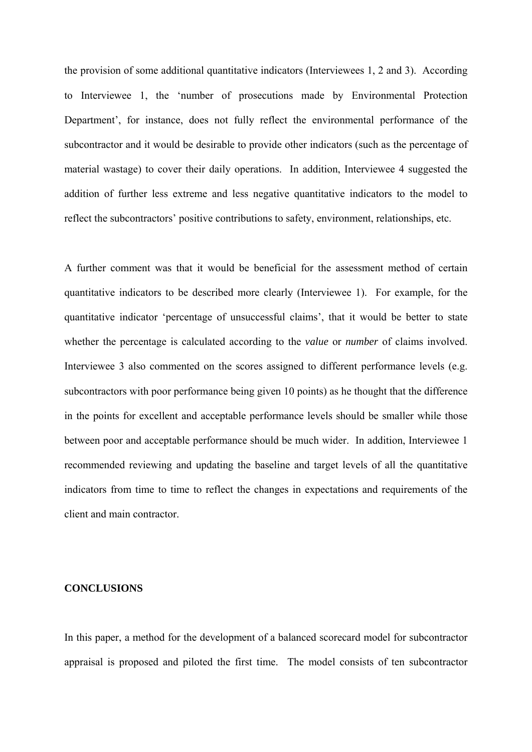the provision of some additional quantitative indicators (Interviewees 1, 2 and 3). According to Interviewee 1, the 'number of prosecutions made by Environmental Protection Department', for instance, does not fully reflect the environmental performance of the subcontractor and it would be desirable to provide other indicators (such as the percentage of material wastage) to cover their daily operations. In addition, Interviewee 4 suggested the addition of further less extreme and less negative quantitative indicators to the model to reflect the subcontractors' positive contributions to safety, environment, relationships, etc.

A further comment was that it would be beneficial for the assessment method of certain quantitative indicators to be described more clearly (Interviewee 1). For example, for the quantitative indicator 'percentage of unsuccessful claims', that it would be better to state whether the percentage is calculated according to the *value* or *number* of claims involved. Interviewee 3 also commented on the scores assigned to different performance levels (e.g. subcontractors with poor performance being given 10 points) as he thought that the difference in the points for excellent and acceptable performance levels should be smaller while those between poor and acceptable performance should be much wider. In addition, Interviewee 1 recommended reviewing and updating the baseline and target levels of all the quantitative indicators from time to time to reflect the changes in expectations and requirements of the client and main contractor.

## CONCLUSIONS

In this paper, a method for the development of a balanced scorecard model for subcontractor appraisal is proposed and piloted the first time. The model consists of ten subcontractor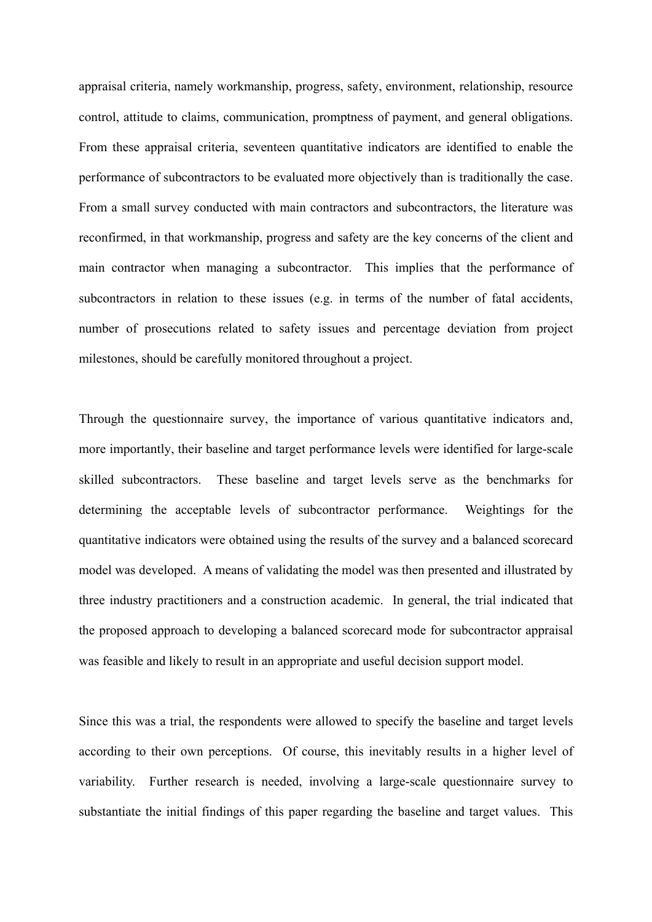appraisal criteria, namely workmanship, progress, safety, environment, relationship, resource control, attitude to claims, communication, promptness of payment, and general obligations. From these appraisal criteria, seventeen quantitative indicators are identified to enable the performance of subcontractors to be evaluated more objectively than is traditionally the case. From a small survey conducted with main contractors and subcontractors, the literature was reconfirmed, in that workmanship, progress and safety are the key concerns of the client and main contractor when managing a subcontractor. This implies that the performance of subcontractors in relation to these issues (e.g. in terms of the number of fatal accidents, number of prosecutions related to safety issues and percentage deviation from project milestones, should be carefully monitored throughout a project.

Through the questionnaire survey, the importance of various quantitative indicators and, more importantly, their baseline and target performance levels were identified for large-scale skilled subcontractors. These baseline and target levels serve as the benchmarks for determining the acceptable levels of subcontractor performance. Weightings for the quantitative indicators were obtained using the results of the survey and a balanced scorecard model was developed. A means of validating the model was then presented and illustrated by three industry practitioners and a construction academic. In general, the trial indicated that the proposed approach to developing a balanced scorecard mode for subcontractor appraisal was feasible and likely to result in an appropriate and useful decision support model.

Since this was a trial, the respondents were allowed to specify the baseline and target levels according to their own perceptions. Of course, this inevitably results in a higher level of variability. Further research is needed, involving a large-scale questionnaire survey to substantiate the initial findings of this paper regarding the baseline and target values. This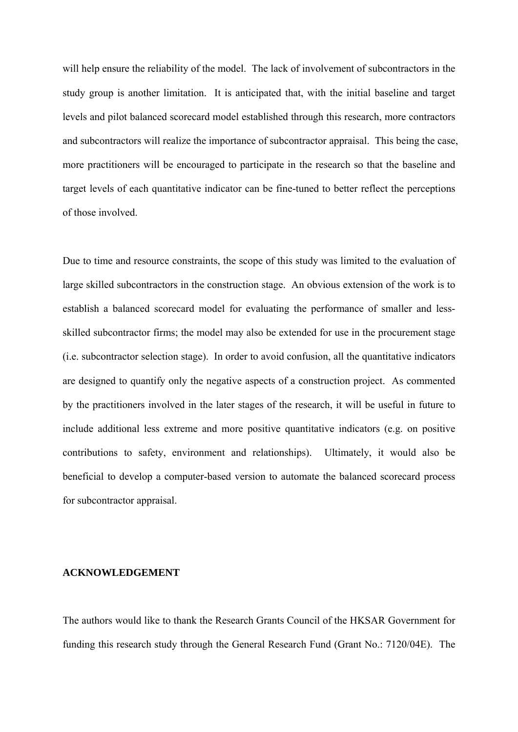will help ensure the reliability of the model. The lack of involvement of subcontractors in the study group is another limitation. It is anticipated that, with the initial baseline and target levels and pilot balanced scorecard model established through this research, more contractors and subcontractors will realize the importance of subcontractor appraisal. This being the case, more practitioners will be encouraged to participate in the research so that the baseline and target levels of each quantitative indicator can be fine-tuned to better reflect the perceptions of those involved.

Due to time and resource constraints, the scope of this study was limited to the evaluation of large skilled subcontractors in the construction stage. An obvious extension of the work is to establish a balanced scorecard model for evaluating the performance of smaller and less-skilled subcontractor firms; the model may also be extended for use in the procurement stage (i.e. subcontractor selection stage). In order to avoid confusion, all the quantitative indicators are designed to quantify only the negative aspects of a construction project. As commented by the practitioners involved in the later stages of the research, it will be useful in future to include additional less extreme and more positive quantitative indicators (e.g. on positive contributions to safety, environment and relationships). Ultimately, it would also be beneficial to develop a computer-based version to automate the balanced scorecard process for subcontractor appraisal.

## ACKNOWLEDGEMENT

The authors would like to thank the Research Grants Council of the HKSAR Government for funding this research study through the General Research Fund (Grant No.: 7120/04E). The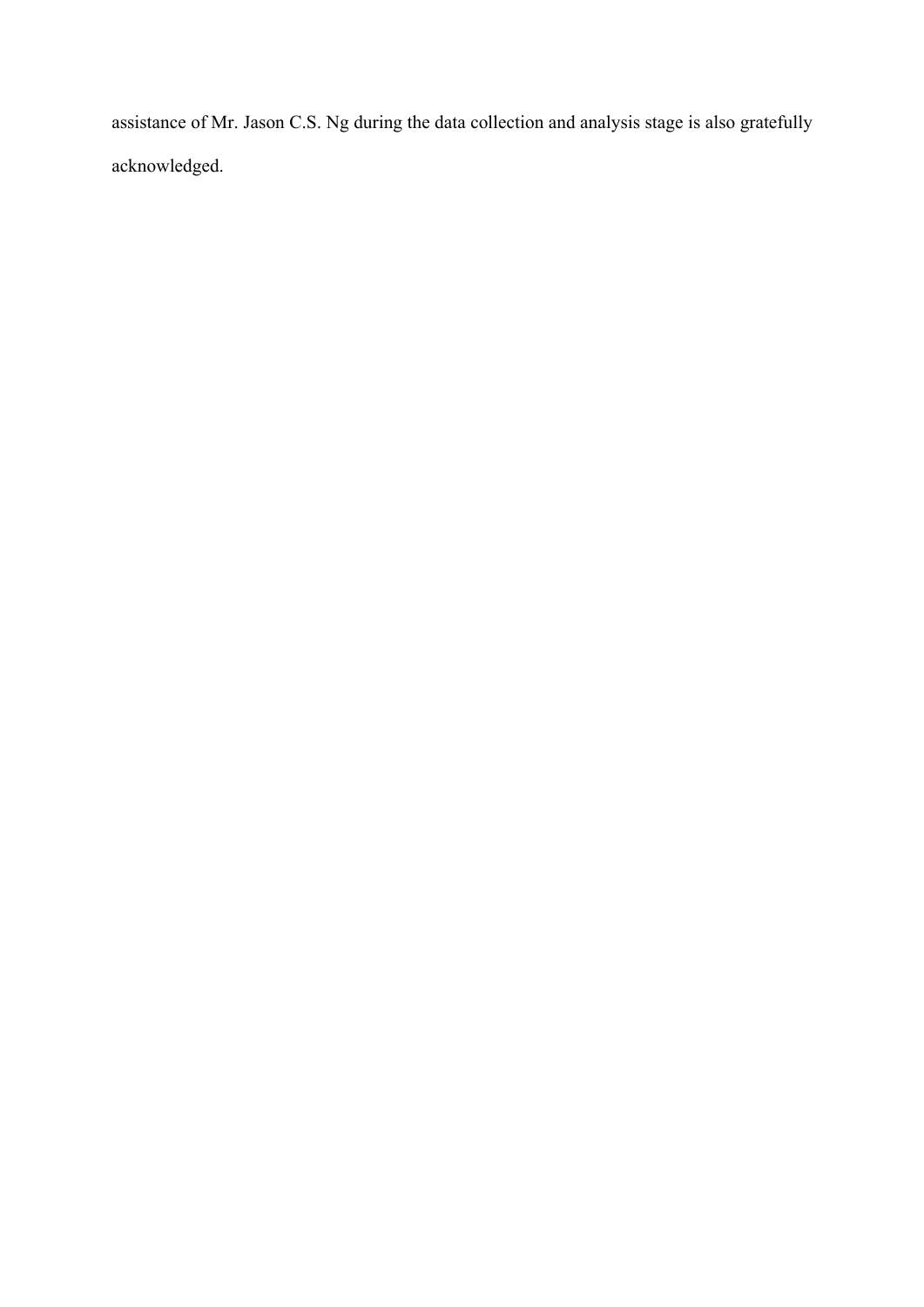assistance of Mr. Jason C.S. Ng during the data collection and analysis stage is also gratefully acknowledged.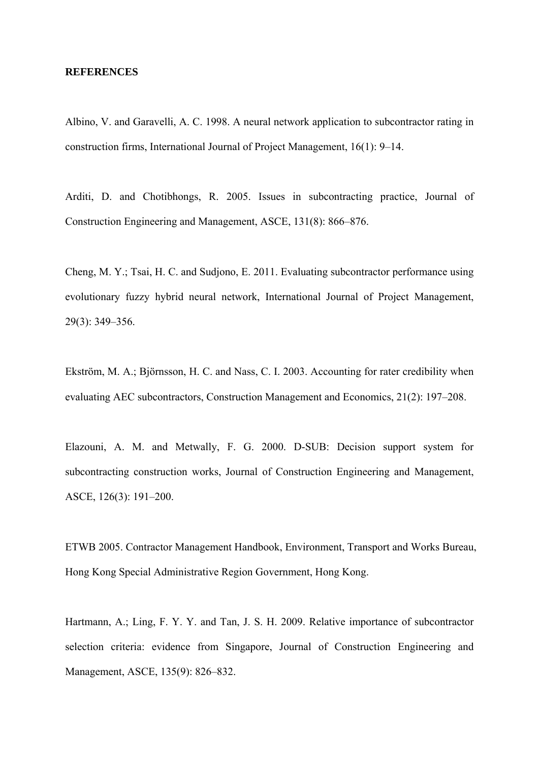**REFERENCES**

Albino, V. and Garavelli, A. C. 1998. A neural network application to subcontractor rating in construction firms, International Journal of Project Management, 16(1): 9–14.

Arditi, D. and Chotibhongs, R. 2005. Issues in subcontracting practice, Journal of Construction Engineering and Management, ASCE, 131(8): 866–876.

Cheng, M. Y.; Tsai, H. C. and Sudjono, E. 2011. Evaluating subcontractor performance using evolutionary fuzzy hybrid neural network, International Journal of Project Management, 29(3): 349–356.

Ekström, M. A.; Björnsson, H. C. and Nass, C. I. 2003. Accounting for rater credibility when evaluating AEC subcontractors, Construction Management and Economics, 21(2): 197–208.

Elazouni, A. M. and Metwally, F. G. 2000. D-SUB: Decision support system for subcontracting construction works, Journal of Construction Engineering and Management, ASCE, 126(3): 191–200.

ETWB 2005. Contractor Management Handbook, Environment, Transport and Works Bureau, Hong Kong Special Administrative Region Government, Hong Kong.

Hartmann, A.; Ling, F. Y. Y. and Tan, J. S. H. 2009. Relative importance of subcontractor selection criteria: evidence from Singapore, Journal of Construction Engineering and Management, ASCE, 135(9): 826–832.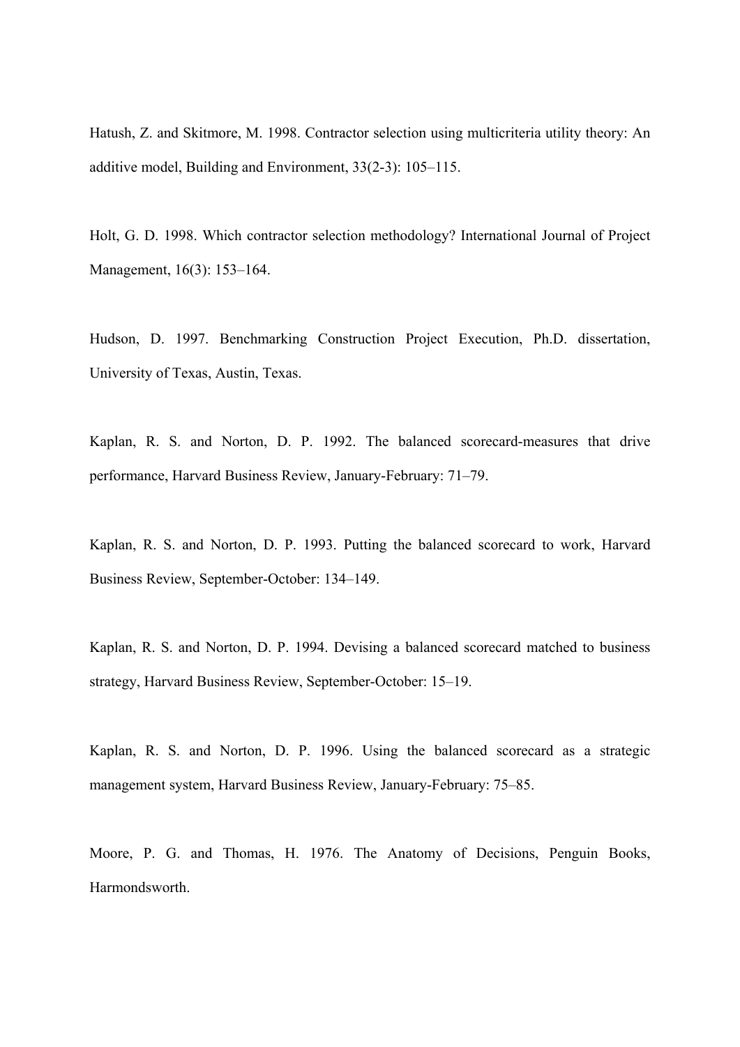Hatush, Z. and Skitmore, M. 1998. Contractor selection using multicriteria utility theory: An additive model, Building and Environment, 33(2-3): 105–115.

Holt, G. D. 1998. Which contractor selection methodology? International Journal of Project Management, 16(3): 153–164.

Hudson, D. 1997. Benchmarking Construction Project Execution, Ph.D. dissertation, University of Texas, Austin, Texas.

Kaplan, R. S. and Norton, D. P. 1992. The balanced scorecard-measures that drive performance, Harvard Business Review, January-February: 71–79.

Kaplan, R. S. and Norton, D. P. 1993. Putting the balanced scorecard to work, Harvard Business Review, September-October: 134–149.

Kaplan, R. S. and Norton, D. P. 1994. Devising a balanced scorecard matched to business strategy, Harvard Business Review, September-October: 15–19.

Kaplan, R. S. and Norton, D. P. 1996. Using the balanced scorecard as a strategic management system, Harvard Business Review, January-February: 75–85.

Moore, P. G. and Thomas, H. 1976. The Anatomy of Decisions, Penguin Books, Harmondsworth.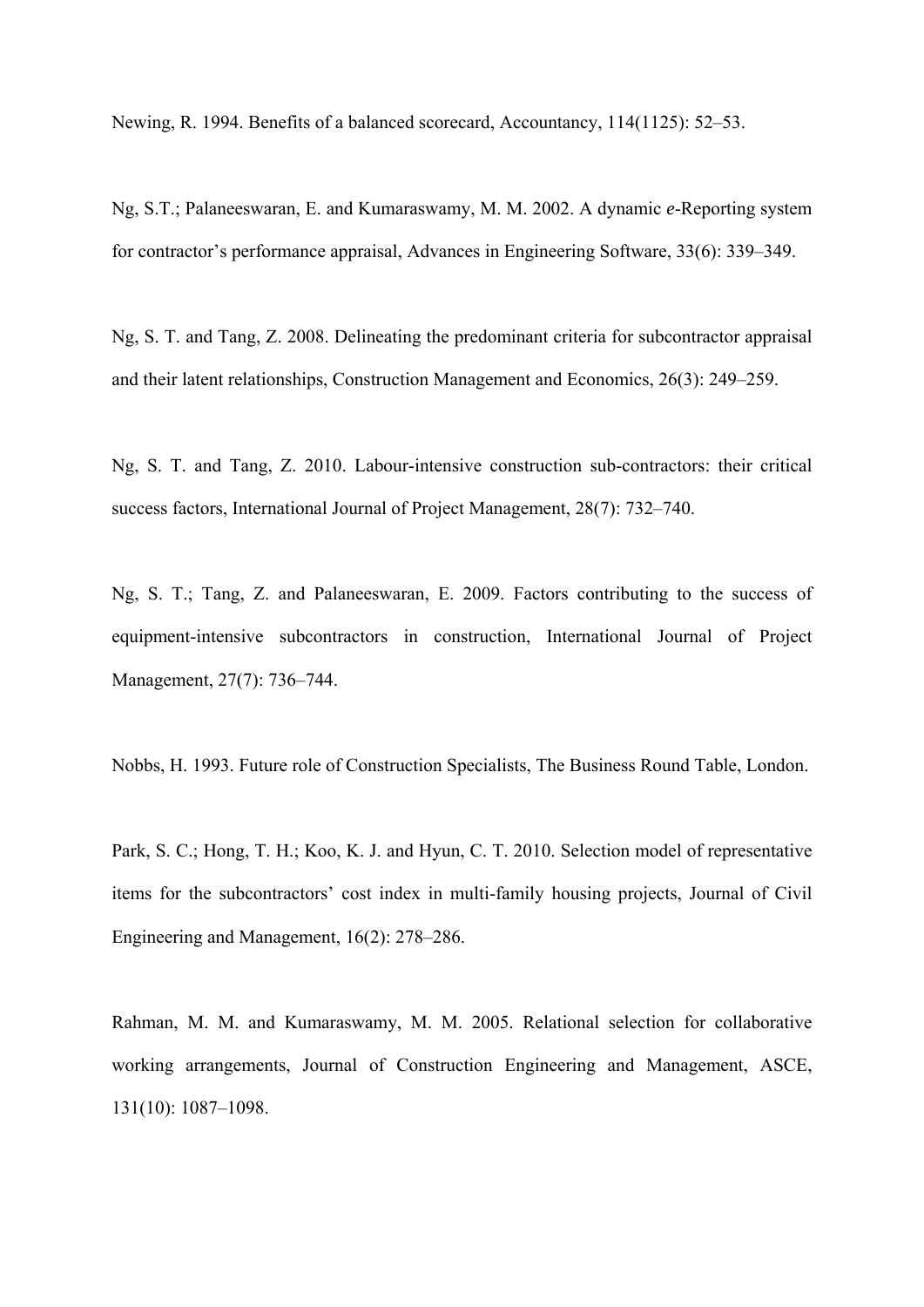Newing, R. 1994. Benefits of a balanced scorecard, Accountancy, 114(1125): 52–53.

Ng, S.T.; Palaneeswaran, E. and Kumaraswamy, M. M. 2002. A dynamic *e*-Reporting system for contractor's performance appraisal, Advances in Engineering Software, 33(6): 339–349.

Ng, S. T. and Tang, Z. 2008. Delineating the predominant criteria for subcontractor appraisal and their latent relationships, Construction Management and Economics, 26(3): 249–259.

Ng, S. T. and Tang, Z. 2010. Labour-intensive construction sub-contractors: their critical success factors, International Journal of Project Management, 28(7): 732–740.

Ng, S. T.; Tang, Z. and Palaneeswaran, E. 2009. Factors contributing to the success of equipment-intensive subcontractors in construction, International Journal of Project Management, 27(7): 736–744.

Nobbs, H. 1993. Future role of Construction Specialists, The Business Round Table, London.

Park, S. C.; Hong, T. H.; Koo, K. J. and Hyun, C. T. 2010. Selection model of representative items for the subcontractors' cost index in multi-family housing projects, Journal of Civil Engineering and Management, 16(2): 278–286.

Rahman, M. M. and Kumaraswamy, M. M. 2005. Relational selection for collaborative working arrangements, Journal of Construction Engineering and Management, ASCE, 131(10): 1087–1098.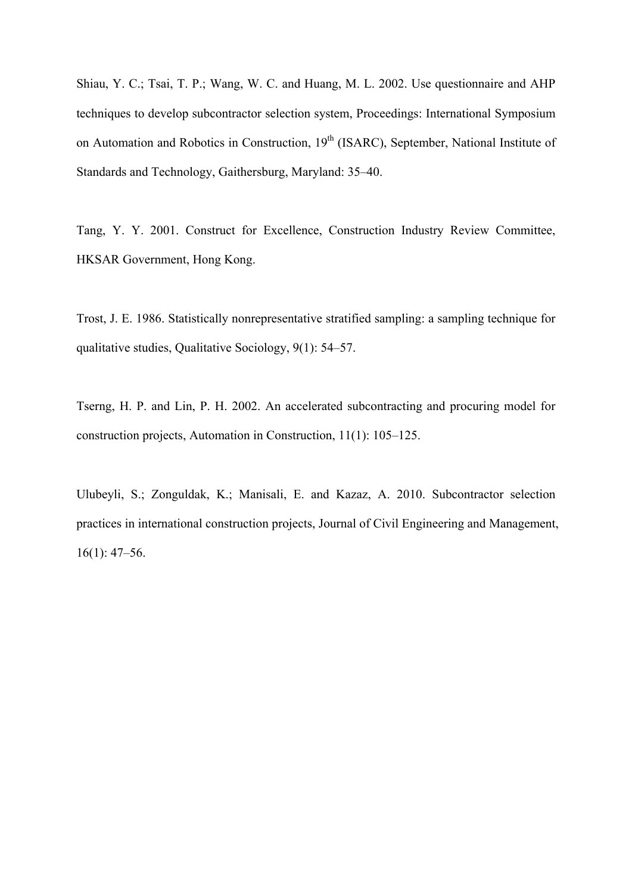Shiau, Y. C.; Tsai, T. P.; Wang, W. C. and Huang, M. L. 2002. Use questionnaire and AHP techniques to develop subcontractor selection system, Proceedings: International Symposium on Automation and Robotics in Construction, 19th (ISARC), September, National Institute of Standards and Technology, Gaithersburg, Maryland: 35–40.

Tang, Y. Y. 2001. Construct for Excellence, Construction Industry Review Committee, HKSAR Government, Hong Kong.

Trost, J. E. 1986. Statistically nonrepresentative stratified sampling: a sampling technique for qualitative studies, Qualitative Sociology, 9(1): 54–57.

Tserng, H. P. and Lin, P. H. 2002. An accelerated subcontracting and procuring model for construction projects, Automation in Construction, 11(1): 105–125.

Ulubeyli, S.; Zonguldak, K.; Manisali, E. and Kazaz, A. 2010. Subcontractor selection practices in international construction projects, Journal of Civil Engineering and Management, 16(1): 47–56.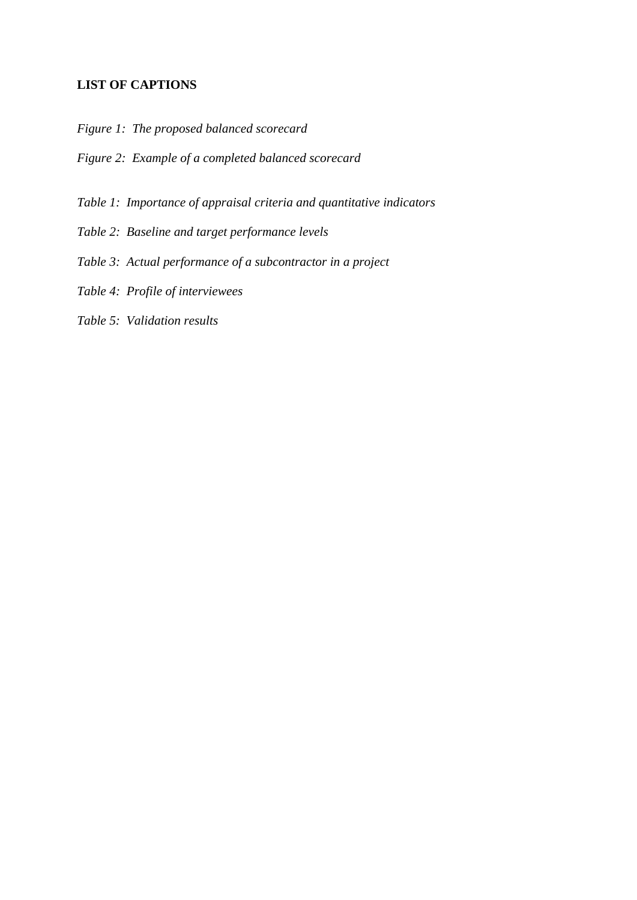**LIST OF CAPTIONS**

*Figure 1: The proposed balanced scorecard*

*Figure 2: Example of a completed balanced scorecard*

*Table 1: Importance of appraisal criteria and quantitative indicators*

*Table 2: Baseline and target performance levels*

*Table 3: Actual performance of a subcontractor in a project*

*Table 4: Profile of interviewees*

*Table 5: Validation results*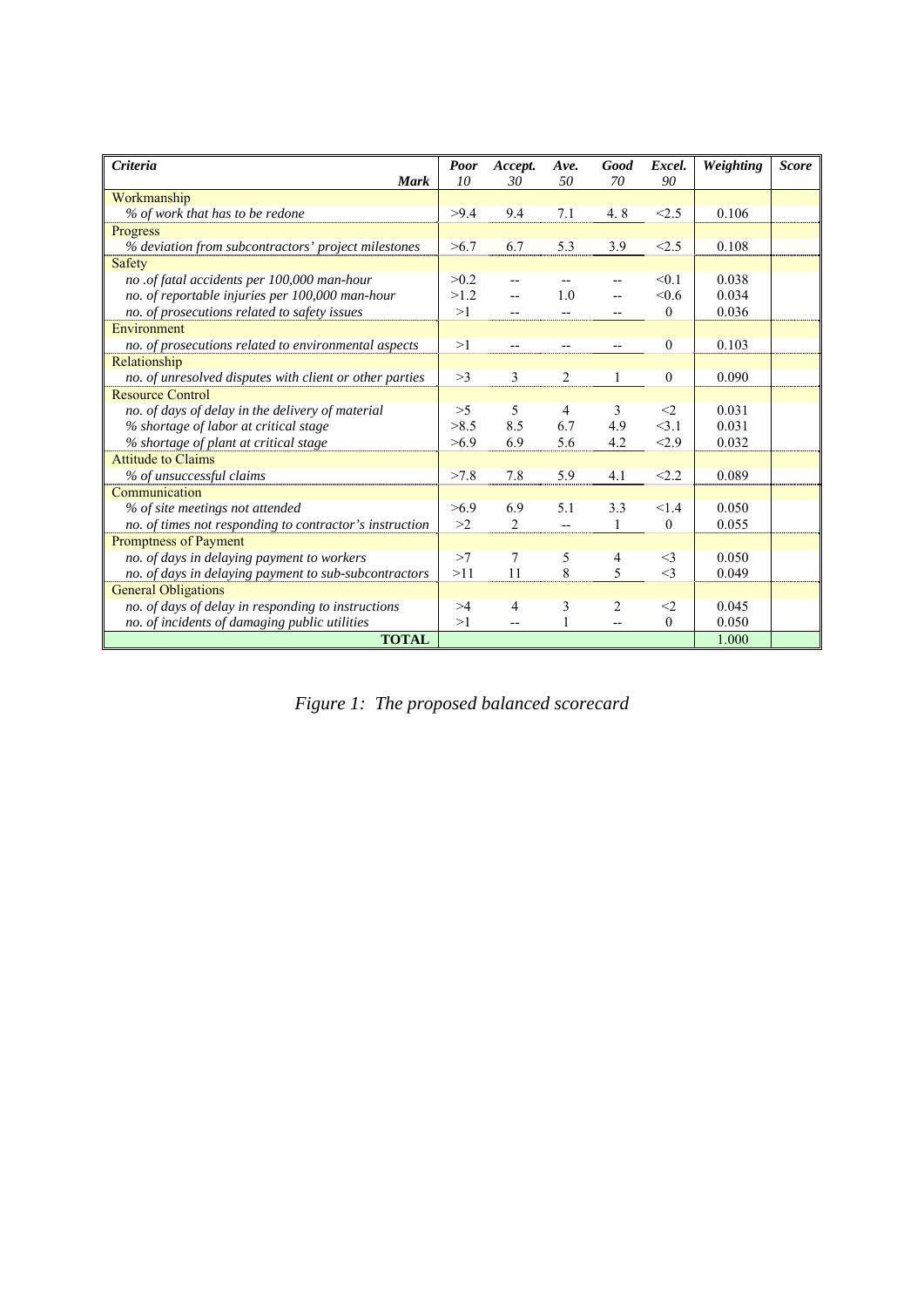| ***Criteria*** | ***Poor*** | ***Accept.*** | ***Ave.*** | ***Good*** | ***Excel.*** | ***Weighting*** | ***Score*** |
|---|---|---|---|---|---|---|---|
| ***Mark*** | *10* | *30* | *50* | *70* | *90* | | |
| Workmanship | | | | | | | |
| *% of work that has to be redone* | >9.4 | 9.4 | 7.1 | 4. 8 | <2.5 | 0.106 | |
| Progress | | | | | | | |
| *% deviation from subcontractors' project milestones* | >6.7 | 6.7 | 5.3 | 3.9 | <2.5 | 0.108 | |
| Safety | | | | | | | |
| *no .of fatal accidents per 100,000 man-hour* | >0.2 | -- | -- | -- | <0.1 | 0.038 | |
| *no. of reportable injuries per 100,000 man-hour* | >1.2 | -- | 1.0 | -- | <0.6 | 0.034 | |
| *no. of prosecutions related to safety issues* | >1 | -- | -- | -- | 0 | 0.036 | |
| Environment | | | | | | | |
| *no. of prosecutions related to environmental aspects* | >1 | -- | -- | -- | 0 | 0.103 | |
| Relationship | | | | | | | |
| *no. of unresolved disputes with client or other parties* | >3 | 3 | 2 | 1 | 0 | 0.090 | |
| Resource Control | | | | | | | |
| *no. of days of delay in the delivery of material* | >5 | 5 | 4 | 3 | <2 | 0.031 | |
| *% shortage of labor at critical stage* | >8.5 | 8.5 | 6.7 | 4.9 | <3.1 | 0.031 | |
| *% shortage of plant at critical stage* | >6.9 | 6.9 | 5.6 | 4.2 | <2.9 | 0.032 | |
| Attitude to Claims | | | | | | | |
| *% of unsuccessful claims* | >7.8 | 7.8 | 5.9 | 4.1 | <2.2 | 0.089 | |
| Communication | | | | | | | |
| *% of site meetings not attended* | >6.9 | 6.9 | 5.1 | 3.3 | <1.4 | 0.050 | |
| *no. of times not responding to contractor's instruction* | >2 | 2 | -- | 1 | 0 | 0.055 | |
| Promptness of Payment | | | | | | | |
| *no. of days in delaying payment to workers* | >7 | 7 | 5 | 4 | <3 | 0.050 | |
| *no. of days in delaying payment to sub-subcontractors* | >11 | 11 | 8 | 5 | <3 | 0.049 | |
| General Obligations | | | | | | | |
| *no. of days of delay in responding to instructions* | >4 | 4 | 3 | 2 | <2 | 0.045 | |
| *no. of incidents of damaging public utilities* | >1 | -- | 1 | -- | 0 | 0.050 | |
| **TOTAL** | | | | | | 1.000 | |

*Figure 1: The proposed balanced scorecard*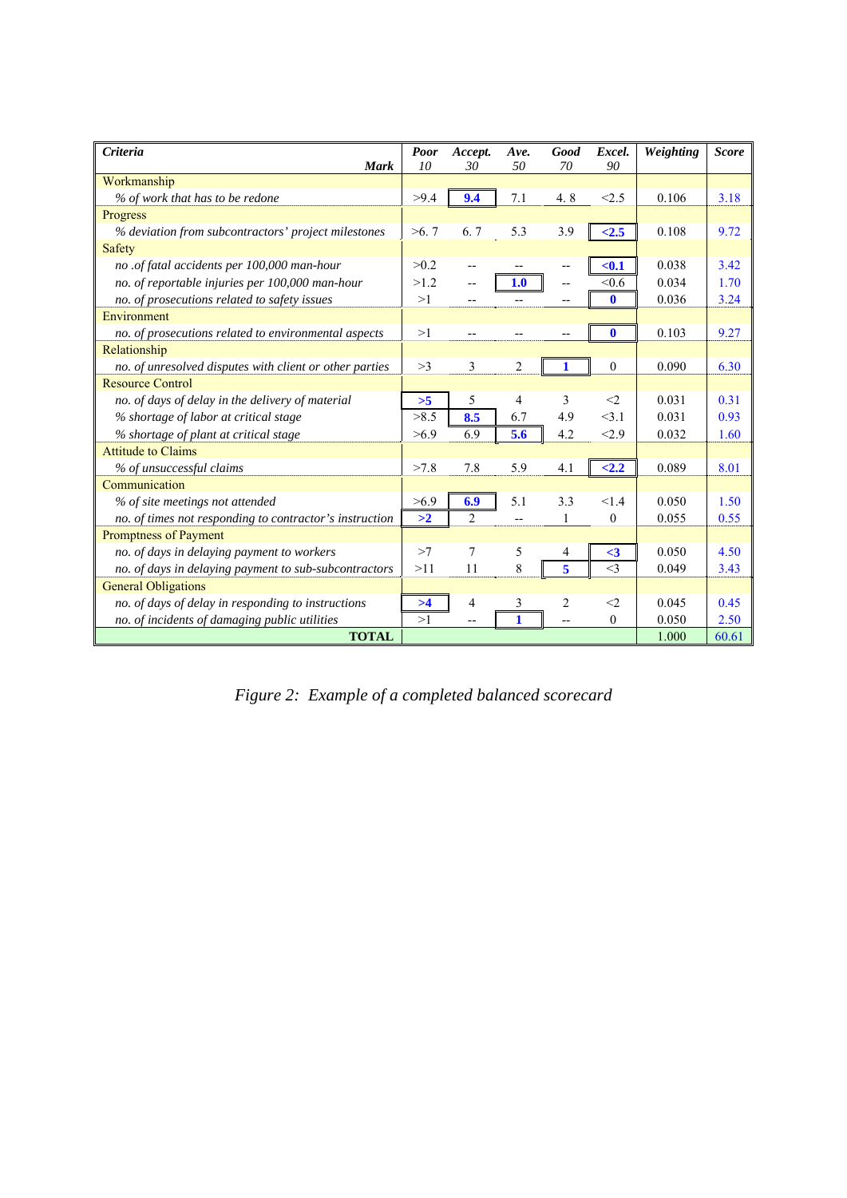| *Criteria* | *Poor* | *Accept.* | *Ave.* | *Good* | *Excel.* | *Weighting* | *Score* |
|---|---|---|---|---|---|---|---|
| ***Mark*** | *10* | *30* | *50* | *70* | *90* | | |
| Workmanship | | | | | | | |
| *% of work that has to be redone* | >9.4 | **9.4** | 7.1 | 4. 8 | <2.5 | 0.106 | 3.18 |
| Progress | | | | | | | |
| *% deviation from subcontractors' project milestones* | >6. 7 | 6. 7 | 5.3 | 3.9 | **<2.5** | 0.108 | 9.72 |
| Safety | | | | | | | |
| *no .of fatal accidents per 100,000 man-hour* | >0.2 | -- | -- | -- | **<0.1** | 0.038 | 3.42 |
| *no. of reportable injuries per 100,000 man-hour* | >1.2 | -- | **1.0** | -- | <0.6 | 0.034 | 1.70 |
| *no. of prosecutions related to safety issues* | >1 | -- | -- | -- | **0** | 0.036 | 3.24 |
| Environment | | | | | | | |
| *no. of prosecutions related to environmental aspects* | >1 | -- | -- | -- | **0** | 0.103 | 9.27 |
| Relationship | | | | | | | |
| *no. of unresolved disputes with client or other parties* | >3 | 3 | 2 | **1** | 0 | 0.090 | 6.30 |
| Resource Control | | | | | | | |
| *no. of days of delay in the delivery of material* | **>5** | 5 | 4 | 3 | <2 | 0.031 | 0.31 |
| *% shortage of labor at critical stage* | >8.5 | **8.5** | 6.7 | 4.9 | <3.1 | 0.031 | 0.93 |
| *% shortage of plant at critical stage* | >6.9 | 6.9 | **5.6** | 4.2 | <2.9 | 0.032 | 1.60 |
| Attitude to Claims | | | | | | | |
| *% of unsuccessful claims* | >7.8 | 7.8 | 5.9 | 4.1 | **<2.2** | 0.089 | 8.01 |
| Communication | | | | | | | |
| *% of site meetings not attended* | >6.9 | **6.9** | 5.1 | 3.3 | <1.4 | 0.050 | 1.50 |
| *no. of times not responding to contractor's instruction* | **>2** | 2 | -- | 1 | 0 | 0.055 | 0.55 |
| Promptness of Payment | | | | | | | |
| *no. of days in delaying payment to workers* | >7 | 7 | 5 | 4 | **<3** | 0.050 | 4.50 |
| *no. of days in delaying payment to sub-subcontractors* | >11 | 11 | 8 | **5** | <3 | 0.049 | 3.43 |
| General Obligations | | | | | | | |
| *no. of days of delay in responding to instructions* | **>4** | 4 | 3 | 2 | <2 | 0.045 | 0.45 |
| *no. of incidents of damaging public utilities* | >1 | -- | **1** | -- | 0 | 0.050 | 2.50 |
| **TOTAL** | | | | | | 1.000 | 60.61 |

*Figure 2: Example of a completed balanced scorecard*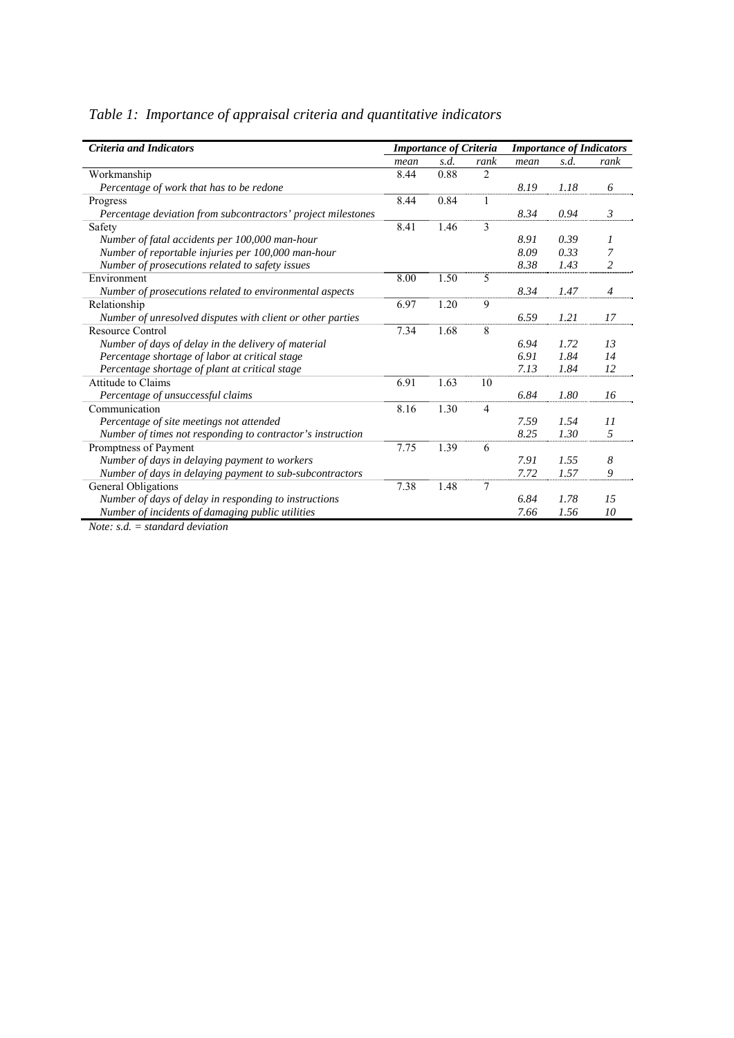*Table 1: Importance of appraisal criteria and quantitative indicators*

| ***Criteria and Indicators*** | ***Importance of Criteria*** | | | ***Importance of Indicators*** | | |
|---|---|---|---|---|---|---|
| | *mean* | *s.d.* | *rank* | *mean* | *s.d.* | *rank* |
| Workmanship | 8.44 | 0.88 | 2 | | | |
| *Percentage of work that has to be redone* | | | | *8.19* | *1.18* | *6* |
| Progress | 8.44 | 0.84 | 1 | | | |
| *Percentage deviation from subcontractors' project milestones* | | | | *8.34* | *0.94* | *3* |
| Safety | 8.41 | 1.46 | 3 | | | |
| *Number of fatal accidents per 100,000 man-hour* | | | | *8.91* | *0.39* | *1* |
| *Number of reportable injuries per 100,000 man-hour* | | | | *8.09* | *0.33* | *7* |
| *Number of prosecutions related to safety issues* | | | | *8.38* | *1.43* | *2* |
| Environment | 8.00 | 1.50 | 5 | | | |
| *Number of prosecutions related to environmental aspects* | | | | *8.34* | *1.47* | *4* |
| Relationship | 6.97 | 1.20 | 9 | | | |
| *Number of unresolved disputes with client or other parties* | | | | *6.59* | *1.21* | *17* |
| Resource Control | 7.34 | 1.68 | 8 | | | |
| *Number of days of delay in the delivery of material* | | | | *6.94* | *1.72* | *13* |
| *Percentage shortage of labor at critical stage* | | | | *6.91* | *1.84* | *14* |
| *Percentage shortage of plant at critical stage* | | | | *7.13* | *1.84* | *12* |
| Attitude to Claims | 6.91 | 1.63 | 10 | | | |
| *Percentage of unsuccessful claims* | | | | *6.84* | *1.80* | *16* |
| Communication | 8.16 | 1.30 | 4 | | | |
| *Percentage of site meetings not attended* | | | | *7.59* | *1.54* | *11* |
| *Number of times not responding to contractor's instruction* | | | | *8.25* | *1.30* | *5* |
| Promptness of Payment | 7.75 | 1.39 | 6 | | | |
| *Number of days in delaying payment to workers* | | | | *7.91* | *1.55* | *8* |
| *Number of days in delaying payment to sub-subcontractors* | | | | *7.72* | *1.57* | *9* |
| General Obligations | 7.38 | 1.48 | 7 | | | |
| *Number of days of delay in responding to instructions* | | | | *6.84* | *1.78* | *15* |
| *Number of incidents of damaging public utilities* | | | | *7.66* | *1.56* | *10* |

*Note: s.d. = standard deviation*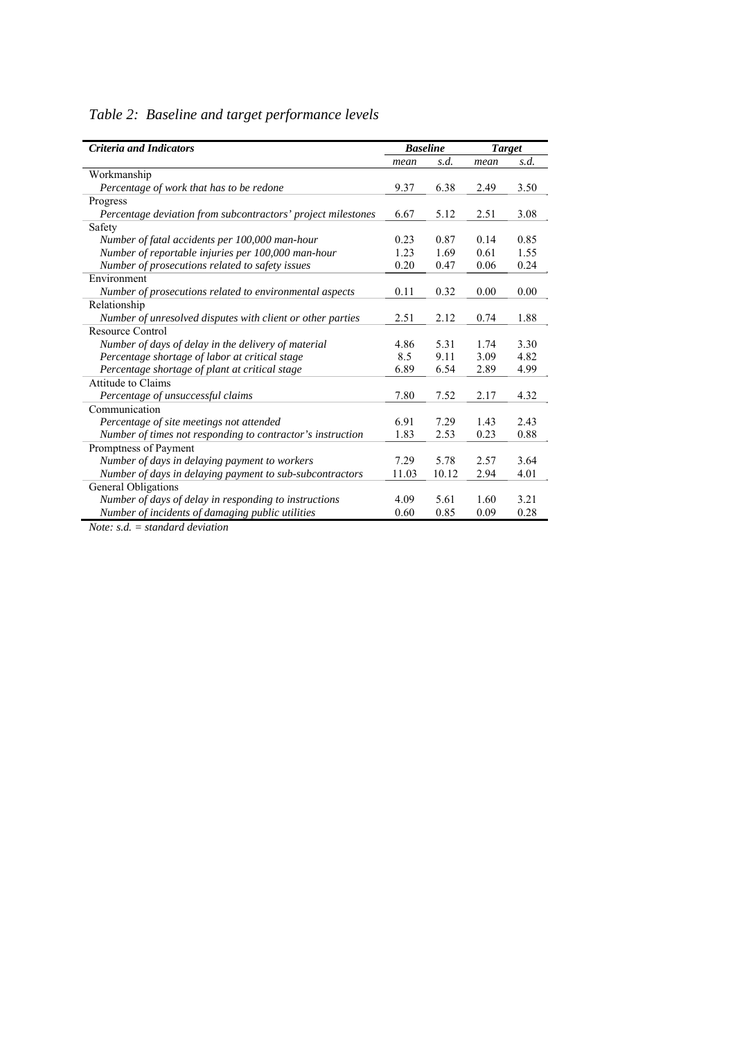*Table 2: Baseline and target performance levels*

| ***Criteria and Indicators*** | ***Baseline*** | | ***Target*** | |
|---|---|---|---|---|
| | *mean* | *s.d.* | *mean* | *s.d.* |
| Workmanship | | | | |
| *Percentage of work that has to be redone* | 9.37 | 6.38 | 2.49 | 3.50 |
| Progress | | | | |
| *Percentage deviation from subcontractors' project milestones* | 6.67 | 5.12 | 2.51 | 3.08 |
| Safety | | | | |
| *Number of fatal accidents per 100,000 man-hour* | 0.23 | 0.87 | 0.14 | 0.85 |
| *Number of reportable injuries per 100,000 man-hour* | 1.23 | 1.69 | 0.61 | 1.55 |
| *Number of prosecutions related to safety issues* | 0.20 | 0.47 | 0.06 | 0.24 |
| Environment | | | | |
| *Number of prosecutions related to environmental aspects* | 0.11 | 0.32 | 0.00 | 0.00 |
| Relationship | | | | |
| *Number of unresolved disputes with client or other parties* | 2.51 | 2.12 | 0.74 | 1.88 |
| Resource Control | | | | |
| *Number of days of delay in the delivery of material* | 4.86 | 5.31 | 1.74 | 3.30 |
| *Percentage shortage of labor at critical stage* | 8.5 | 9.11 | 3.09 | 4.82 |
| *Percentage shortage of plant at critical stage* | 6.89 | 6.54 | 2.89 | 4.99 |
| Attitude to Claims | | | | |
| *Percentage of unsuccessful claims* | 7.80 | 7.52 | 2.17 | 4.32 |
| Communication | | | | |
| *Percentage of site meetings not attended* | 6.91 | 7.29 | 1.43 | 2.43 |
| *Number of times not responding to contractor's instruction* | 1.83 | 2.53 | 0.23 | 0.88 |
| Promptness of Payment | | | | |
| *Number of days in delaying payment to workers* | 7.29 | 5.78 | 2.57 | 3.64 |
| *Number of days in delaying payment to sub-subcontractors* | 11.03 | 10.12 | 2.94 | 4.01 |
| General Obligations | | | | |
| *Number of days of delay in responding to instructions* | 4.09 | 5.61 | 1.60 | 3.21 |
| *Number of incidents of damaging public utilities* | 0.60 | 0.85 | 0.09 | 0.28 |

*Note: s.d. = standard deviation*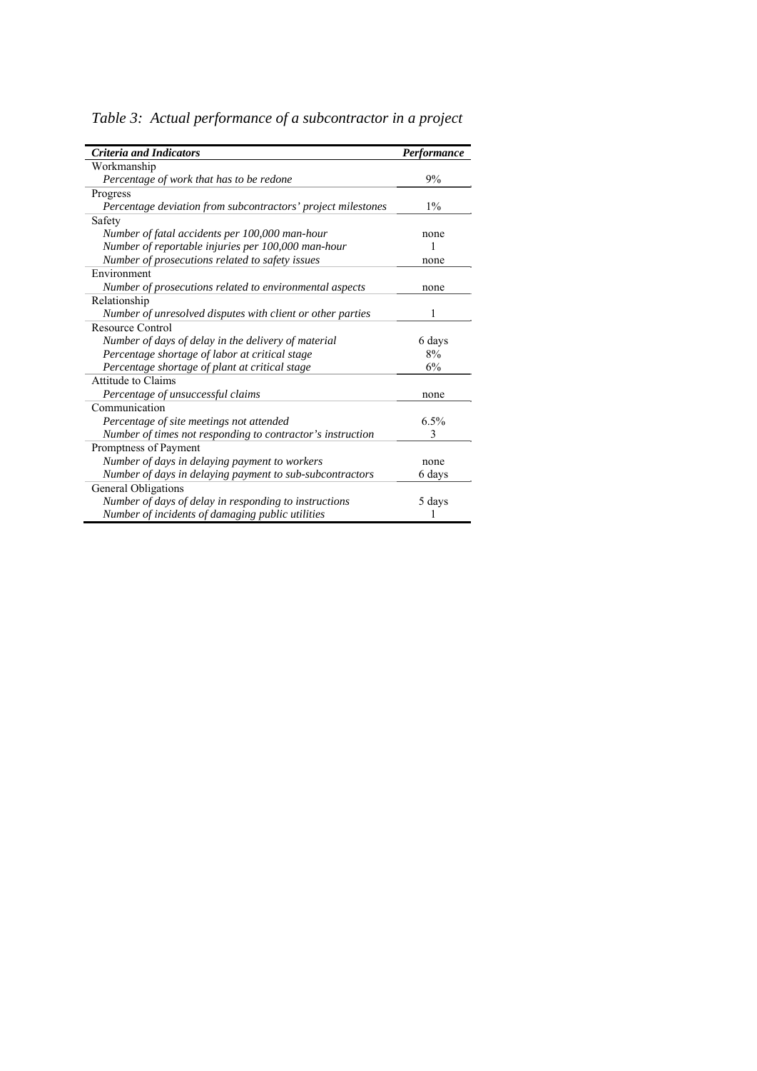*Table 3: Actual performance of a subcontractor in a project*

| ***Criteria and Indicators*** | ***Performance*** |
|---|---|
| Workmanship | |
| *Percentage of work that has to be redone* | 9% |
| Progress | |
| *Percentage deviation from subcontractors' project milestones* | 1% |
| Safety | |
| *Number of fatal accidents per 100,000 man-hour* | none |
| *Number of reportable injuries per 100,000 man-hour* | 1 |
| *Number of prosecutions related to safety issues* | none |
| Environment | |
| *Number of prosecutions related to environmental aspects* | none |
| Relationship | |
| *Number of unresolved disputes with client or other parties* | 1 |
| Resource Control | |
| *Number of days of delay in the delivery of material* | 6 days |
| *Percentage shortage of labor at critical stage* | 8% |
| *Percentage shortage of plant at critical stage* | 6% |
| Attitude to Claims | |
| *Percentage of unsuccessful claims* | none |
| Communication | |
| *Percentage of site meetings not attended* | 6.5% |
| *Number of times not responding to contractor's instruction* | 3 |
| Promptness of Payment | |
| *Number of days in delaying payment to workers* | none |
| *Number of days in delaying payment to sub-subcontractors* | 6 days |
| General Obligations | |
| *Number of days of delay in responding to instructions* | 5 days |
| *Number of incidents of damaging public utilities* | 1 |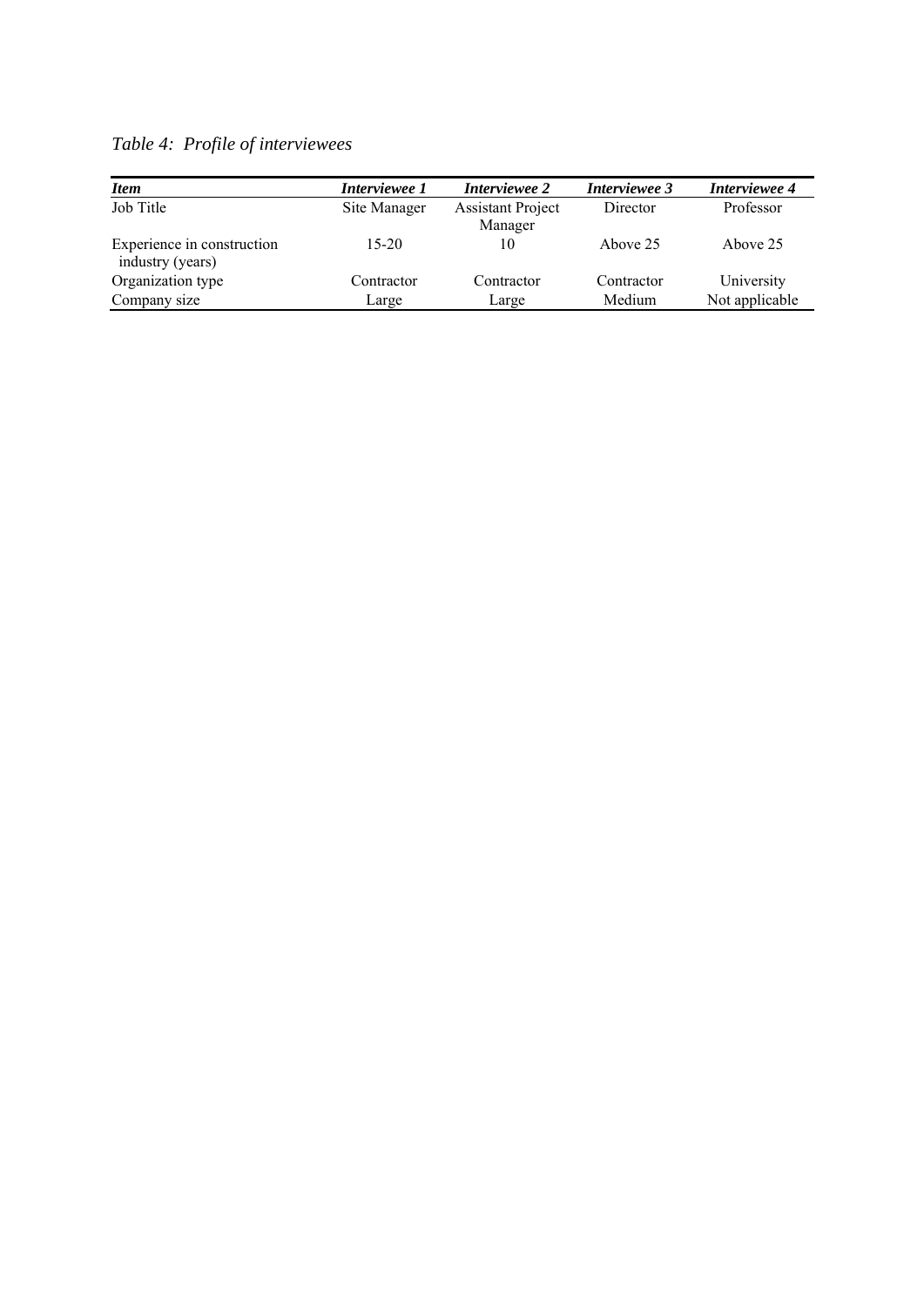*Table 4: Profile of interviewees*

| ***Item*** | ***Interviewee 1*** | ***Interviewee 2*** | ***Interviewee 3*** | ***Interviewee 4*** |
|---|---|---|---|---|
| Job Title | Site Manager | Assistant Project Manager | Director | Professor |
| Experience in construction industry (years) | 15-20 | 10 | Above 25 | Above 25 |
| Organization type | Contractor | Contractor | Contractor | University |
| Company size | Large | Large | Medium | Not applicable |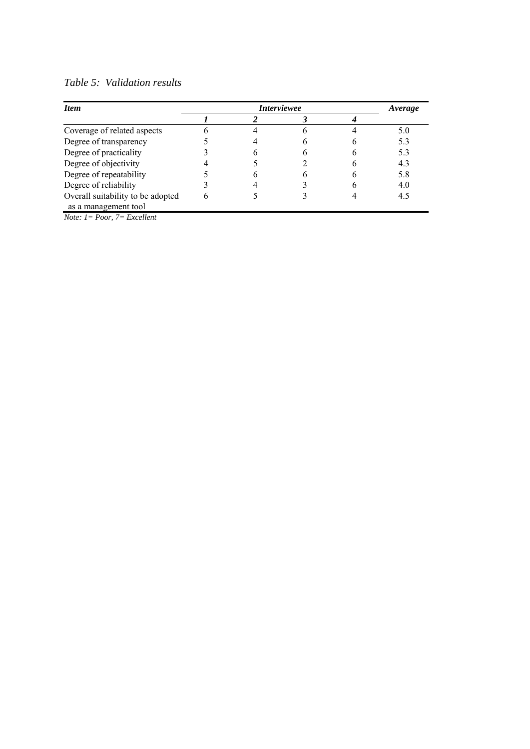*Table 5: Validation results*

| ***Item*** | ***Interviewee*** | | | | ***Average*** |
|---|---|---|---|---|---|
| | ***1*** | ***2*** | ***3*** | ***4*** | |
| Coverage of related aspects | 6 | 4 | 6 | 4 | 5.0 |
| Degree of transparency | 5 | 4 | 6 | 6 | 5.3 |
| Degree of practicality | 3 | 6 | 6 | 6 | 5.3 |
| Degree of objectivity | 4 | 5 | 2 | 6 | 4.3 |
| Degree of repeatability | 5 | 6 | 6 | 6 | 5.8 |
| Degree of reliability | 3 | 4 | 3 | 6 | 4.0 |
| Overall suitability to be adopted as a management tool | 6 | 5 | 3 | 4 | 4.5 |

*Note: 1= Poor, 7= Excellent*